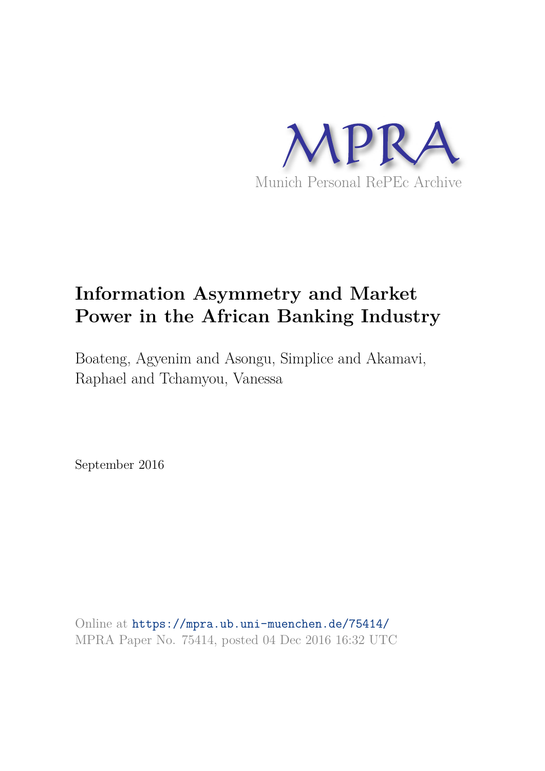MPRA

Munich Personal RePEc Archive

# Information Asymmetry and Market Power in the African Banking Industry

Boateng, Agyenim and Asongu, Simplice and Akamavi, Raphael and Tchamyou, Vanessa

September 2016

Online at https://mpra.ub.uni-muenchen.de/75414/
MPRA Paper No. 75414, posted 04 Dec 2016 16:32 UTC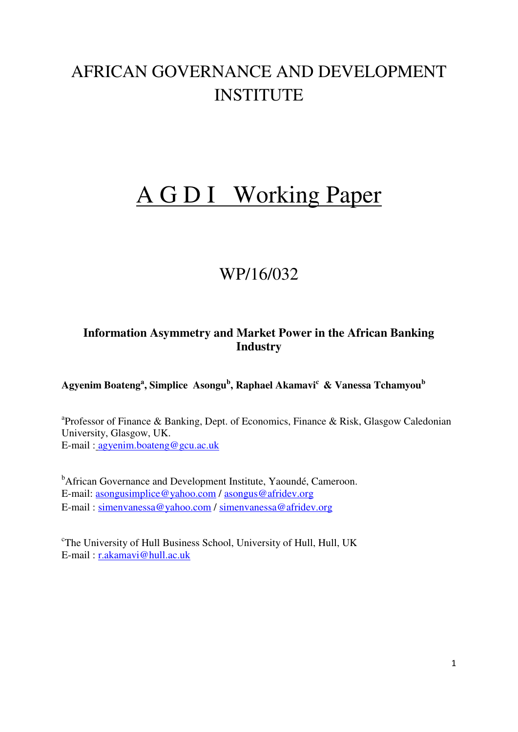# AFRICAN GOVERNANCE AND DEVELOPMENT INSTITUTE

# A G D I Working Paper

## WP/16/032

### Information Asymmetry and Market Power in the African Banking Industry

**Agyenim Boateng[a], Simplice Asongu[b], Raphael Akamavi[c] & Vanessa Tchamyou[b]**

[a]Professor of Finance & Banking, Dept. of Economics, Finance & Risk, Glasgow Caledonian University, Glasgow, UK.
E-mail : agyenim.boateng@gcu.ac.uk

[b]African Governance and Development Institute, Yaoundé, Cameroon.
E-mail: asongusimplice@yahoo.com / asongus@afridev.org
E-mail : simenvanessa@yahoo.com / simenvanessa@afridev.org

[c]The University of Hull Business School, University of Hull, Hull, UK
E-mail : r.akamavi@hull.ac.uk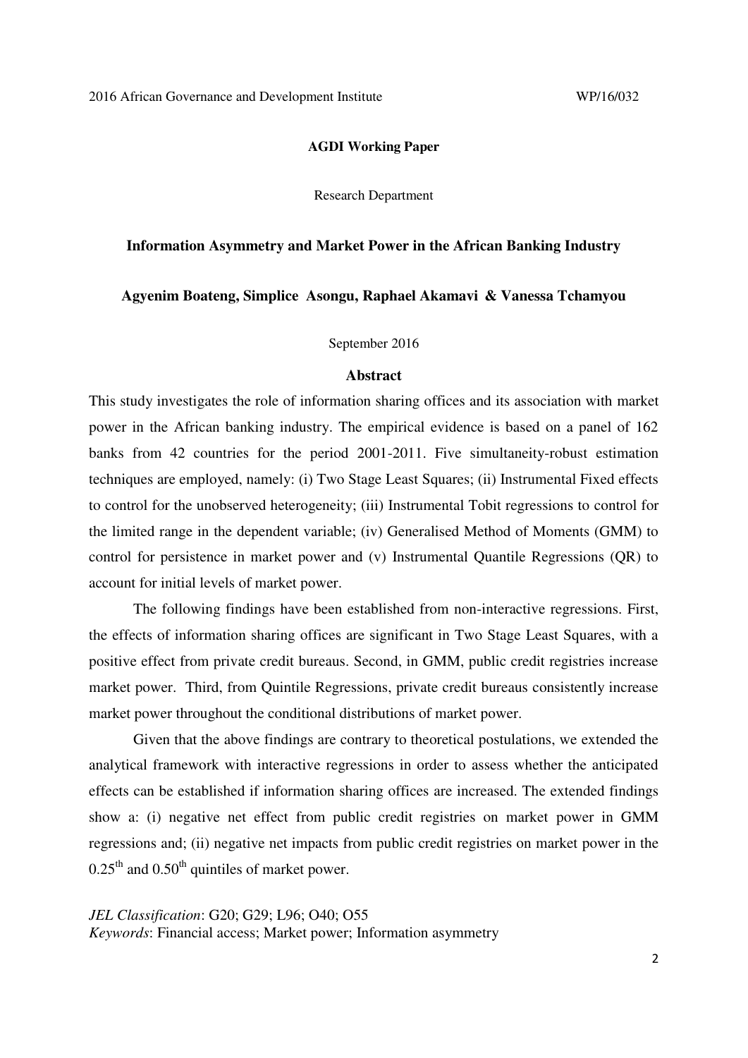2016 African Governance and Development Institute WP/16/032

**AGDI Working Paper**

Research Department

## Information Asymmetry and Market Power in the African Banking Industry

**Agyenim Boateng, Simplice Asongu, Raphael Akamavi & Vanessa Tchamyou**

September 2016

### Abstract

This study investigates the role of information sharing offices and its association with market power in the African banking industry. The empirical evidence is based on a panel of 162 banks from 42 countries for the period 2001-2011. Five simultaneity-robust estimation techniques are employed, namely: (i) Two Stage Least Squares; (ii) Instrumental Fixed effects to control for the unobserved heterogeneity; (iii) Instrumental Tobit regressions to control for the limited range in the dependent variable; (iv) Generalised Method of Moments (GMM) to control for persistence in market power and (v) Instrumental Quantile Regressions (QR) to account for initial levels of market power.

The following findings have been established from non-interactive regressions. First, the effects of information sharing offices are significant in Two Stage Least Squares, with a positive effect from private credit bureaus. Second, in GMM, public credit registries increase market power. Third, from Quintile Regressions, private credit bureaus consistently increase market power throughout the conditional distributions of market power.

Given that the above findings are contrary to theoretical postulations, we extended the analytical framework with interactive regressions in order to assess whether the anticipated effects can be established if information sharing offices are increased. The extended findings show a: (i) negative net effect from public credit registries on market power in GMM regressions and; (ii) negative net impacts from public credit registries on market power in the $0.25^{th}$ and $0.50^{th}$ quintiles of market power.

*JEL Classification*: G20; G29; L96; O40; O55

*Keywords*: Financial access; Market power; Information asymmetry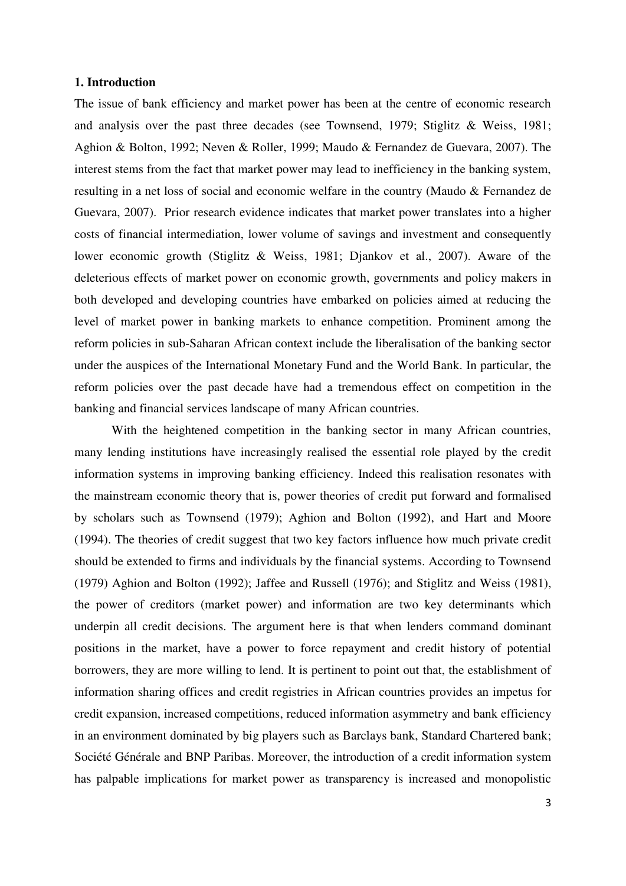## 1. Introduction

The issue of bank efficiency and market power has been at the centre of economic research and analysis over the past three decades (see Townsend, 1979; Stiglitz & Weiss, 1981; Aghion & Bolton, 1992; Neven & Roller, 1999; Maudo & Fernandez de Guevara, 2007). The interest stems from the fact that market power may lead to inefficiency in the banking system, resulting in a net loss of social and economic welfare in the country (Maudo & Fernandez de Guevara, 2007). Prior research evidence indicates that market power translates into a higher costs of financial intermediation, lower volume of savings and investment and consequently lower economic growth (Stiglitz & Weiss, 1981; Djankov et al., 2007). Aware of the deleterious effects of market power on economic growth, governments and policy makers in both developed and developing countries have embarked on policies aimed at reducing the level of market power in banking markets to enhance competition. Prominent among the reform policies in sub-Saharan African context include the liberalisation of the banking sector under the auspices of the International Monetary Fund and the World Bank. In particular, the reform policies over the past decade have had a tremendous effect on competition in the banking and financial services landscape of many African countries.

With the heightened competition in the banking sector in many African countries, many lending institutions have increasingly realised the essential role played by the credit information systems in improving banking efficiency. Indeed this realisation resonates with the mainstream economic theory that is, power theories of credit put forward and formalised by scholars such as Townsend (1979); Aghion and Bolton (1992), and Hart and Moore (1994). The theories of credit suggest that two key factors influence how much private credit should be extended to firms and individuals by the financial systems. According to Townsend (1979) Aghion and Bolton (1992); Jaffee and Russell (1976); and Stiglitz and Weiss (1981), the power of creditors (market power) and information are two key determinants which underpin all credit decisions. The argument here is that when lenders command dominant positions in the market, have a power to force repayment and credit history of potential borrowers, they are more willing to lend. It is pertinent to point out that, the establishment of information sharing offices and credit registries in African countries provides an impetus for credit expansion, increased competitions, reduced information asymmetry and bank efficiency in an environment dominated by big players such as Barclays bank, Standard Chartered bank; Société Générale and BNP Paribas. Moreover, the introduction of a credit information system has palpable implications for market power as transparency is increased and monopolistic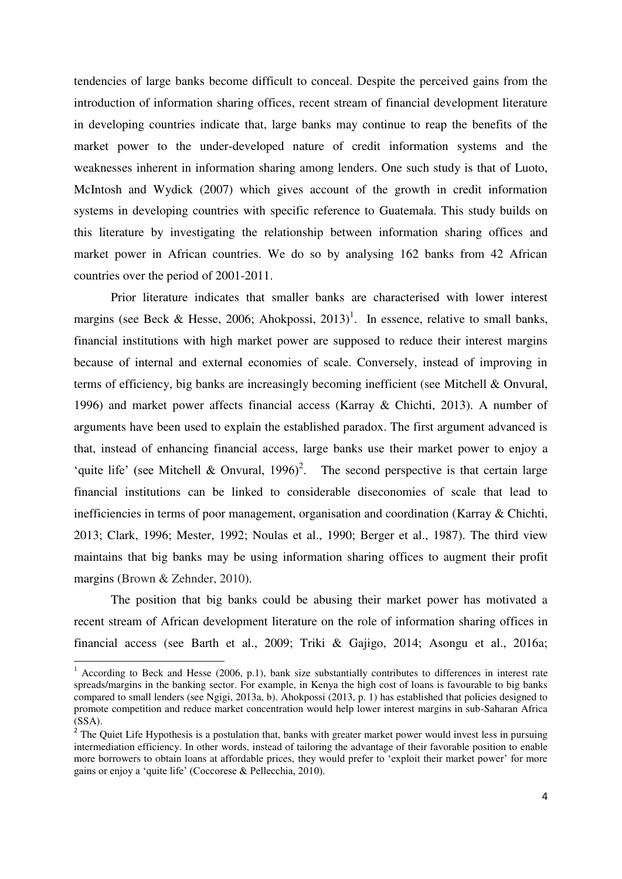tendencies of large banks become difficult to conceal. Despite the perceived gains from the introduction of information sharing offices, recent stream of financial development literature in developing countries indicate that, large banks may continue to reap the benefits of the market power to the under-developed nature of credit information systems and the weaknesses inherent in information sharing among lenders. One such study is that of Luoto, McIntosh and Wydick (2007) which gives account of the growth in credit information systems in developing countries with specific reference to Guatemala. This study builds on this literature by investigating the relationship between information sharing offices and market power in African countries. We do so by analysing 162 banks from 42 African countries over the period of 2001-2011.

Prior literature indicates that smaller banks are characterised with lower interest margins (see Beck & Hesse, 2006; Ahokpossi, 2013)[1]. In essence, relative to small banks, financial institutions with high market power are supposed to reduce their interest margins because of internal and external economies of scale. Conversely, instead of improving in terms of efficiency, big banks are increasingly becoming inefficient (see Mitchell & Onvural, 1996) and market power affects financial access (Karray & Chichti, 2013). A number of arguments have been used to explain the established paradox. The first argument advanced is that, instead of enhancing financial access, large banks use their market power to enjoy a 'quite life' (see Mitchell & Onvural, 1996)[2]. The second perspective is that certain large financial institutions can be linked to considerable diseconomies of scale that lead to inefficiencies in terms of poor management, organisation and coordination (Karray & Chichti, 2013; Clark, 1996; Mester, 1992; Noulas et al., 1990; Berger et al., 1987). The third view maintains that big banks may be using information sharing offices to augment their profit margins (Brown & Zehnder, 2010).

The position that big banks could be abusing their market power has motivated a recent stream of African development literature on the role of information sharing offices in financial access (see Barth et al., 2009; Triki & Gajigo, 2014; Asongu et al., 2016a;

---

[1] According to Beck and Hesse (2006, p.1), bank size substantially contributes to differences in interest rate spreads/margins in the banking sector. For example, in Kenya the high cost of loans is favourable to big banks compared to small lenders (see Ngigi, 2013a, b). Ahokpossi (2013, p. 1) has established that policies designed to promote competition and reduce market concentration would help lower interest margins in sub-Saharan Africa (SSA).

[2] The Quiet Life Hypothesis is a postulation that, banks with greater market power would invest less in pursuing intermediation efficiency. In other words, instead of tailoring the advantage of their favorable position to enable more borrowers to obtain loans at affordable prices, they would prefer to 'exploit their market power' for more gains or enjoy a 'quite life' (Coccorese & Pellecchia, 2010).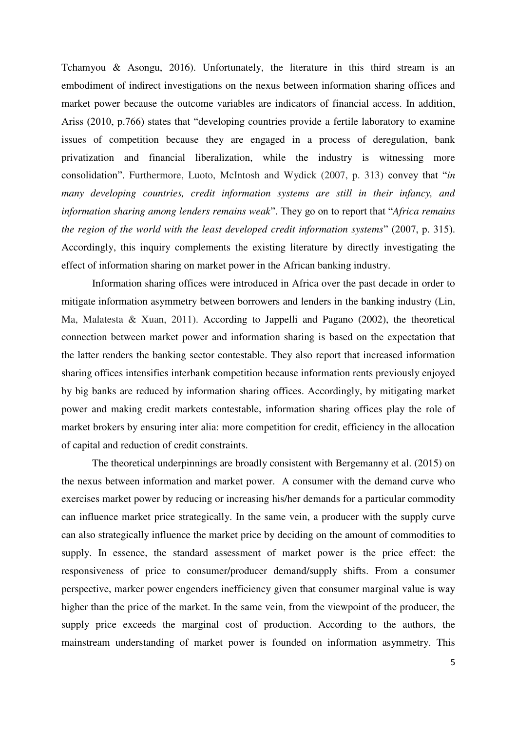Tchamyou & Asongu, 2016). Unfortunately, the literature in this third stream is an embodiment of indirect investigations on the nexus between information sharing offices and market power because the outcome variables are indicators of financial access. In addition, Ariss (2010, p.766) states that "developing countries provide a fertile laboratory to examine issues of competition because they are engaged in a process of deregulation, bank privatization and financial liberalization, while the industry is witnessing more consolidation". Furthermore, Luoto, McIntosh and Wydick (2007, p. 313) convey that "*in many developing countries, credit information systems are still in their infancy, and information sharing among lenders remains weak*". They go on to report that "*Africa remains the region of the world with the least developed credit information systems*" (2007, p. 315). Accordingly, this inquiry complements the existing literature by directly investigating the effect of information sharing on market power in the African banking industry.

Information sharing offices were introduced in Africa over the past decade in order to mitigate information asymmetry between borrowers and lenders in the banking industry (Lin, Ma, Malatesta & Xuan, 2011). According to Jappelli and Pagano (2002), the theoretical connection between market power and information sharing is based on the expectation that the latter renders the banking sector contestable. They also report that increased information sharing offices intensifies interbank competition because information rents previously enjoyed by big banks are reduced by information sharing offices. Accordingly, by mitigating market power and making credit markets contestable, information sharing offices play the role of market brokers by ensuring inter alia: more competition for credit, efficiency in the allocation of capital and reduction of credit constraints.

The theoretical underpinnings are broadly consistent with Bergemanny et al. (2015) on the nexus between information and market power. A consumer with the demand curve who exercises market power by reducing or increasing his/her demands for a particular commodity can influence market price strategically. In the same vein, a producer with the supply curve can also strategically influence the market price by deciding on the amount of commodities to supply. In essence, the standard assessment of market power is the price effect: the responsiveness of price to consumer/producer demand/supply shifts. From a consumer perspective, marker power engenders inefficiency given that consumer marginal value is way higher than the price of the market. In the same vein, from the viewpoint of the producer, the supply price exceeds the marginal cost of production. According to the authors, the mainstream understanding of market power is founded on information asymmetry. This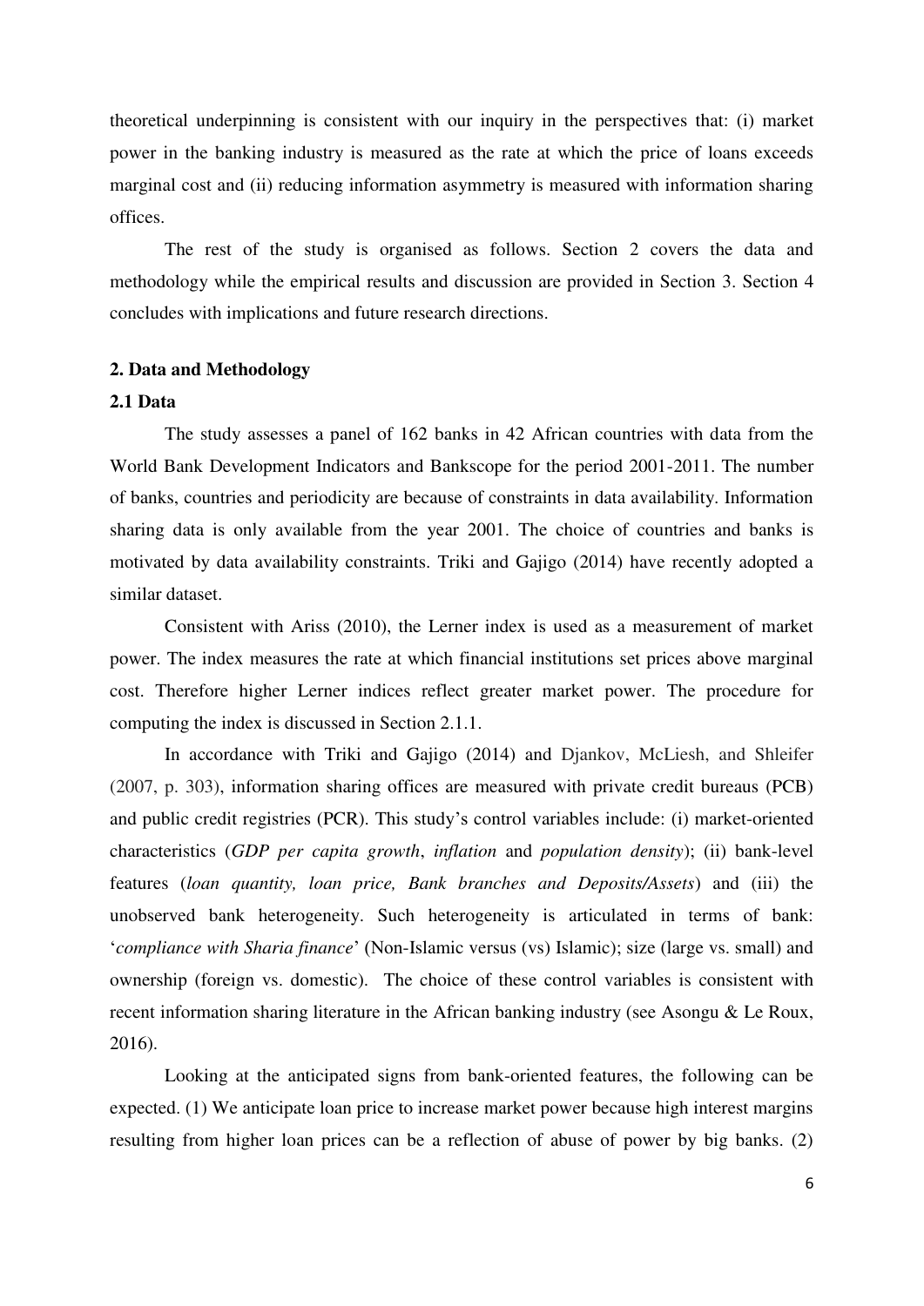theoretical underpinning is consistent with our inquiry in the perspectives that: (i) market power in the banking industry is measured as the rate at which the price of loans exceeds marginal cost and (ii) reducing information asymmetry is measured with information sharing offices.

The rest of the study is organised as follows. Section 2 covers the data and methodology while the empirical results and discussion are provided in Section 3. Section 4 concludes with implications and future research directions.

## 2. Data and Methodology

### 2.1 Data

The study assesses a panel of 162 banks in 42 African countries with data from the World Bank Development Indicators and Bankscope for the period 2001-2011. The number of banks, countries and periodicity are because of constraints in data availability. Information sharing data is only available from the year 2001. The choice of countries and banks is motivated by data availability constraints. Triki and Gajigo (2014) have recently adopted a similar dataset.

Consistent with Ariss (2010), the Lerner index is used as a measurement of market power. The index measures the rate at which financial institutions set prices above marginal cost. Therefore higher Lerner indices reflect greater market power. The procedure for computing the index is discussed in Section 2.1.1.

In accordance with Triki and Gajigo (2014) and Djankov, McLiesh, and Shleifer (2007, p. 303), information sharing offices are measured with private credit bureaus (PCB) and public credit registries (PCR). This study's control variables include: (i) market-oriented characteristics (*GDP per capita growth*, *inflation* and *population density*); (ii) bank-level features (*loan quantity, loan price, Bank branches and Deposits/Assets*) and (iii) the unobserved bank heterogeneity. Such heterogeneity is articulated in terms of bank: '*compliance with Sharia finance*' (Non-Islamic versus (vs) Islamic); size (large vs. small) and ownership (foreign vs. domestic). The choice of these control variables is consistent with recent information sharing literature in the African banking industry (see Asongu & Le Roux, 2016).

Looking at the anticipated signs from bank-oriented features, the following can be expected. (1) We anticipate loan price to increase market power because high interest margins resulting from higher loan prices can be a reflection of abuse of power by big banks. (2)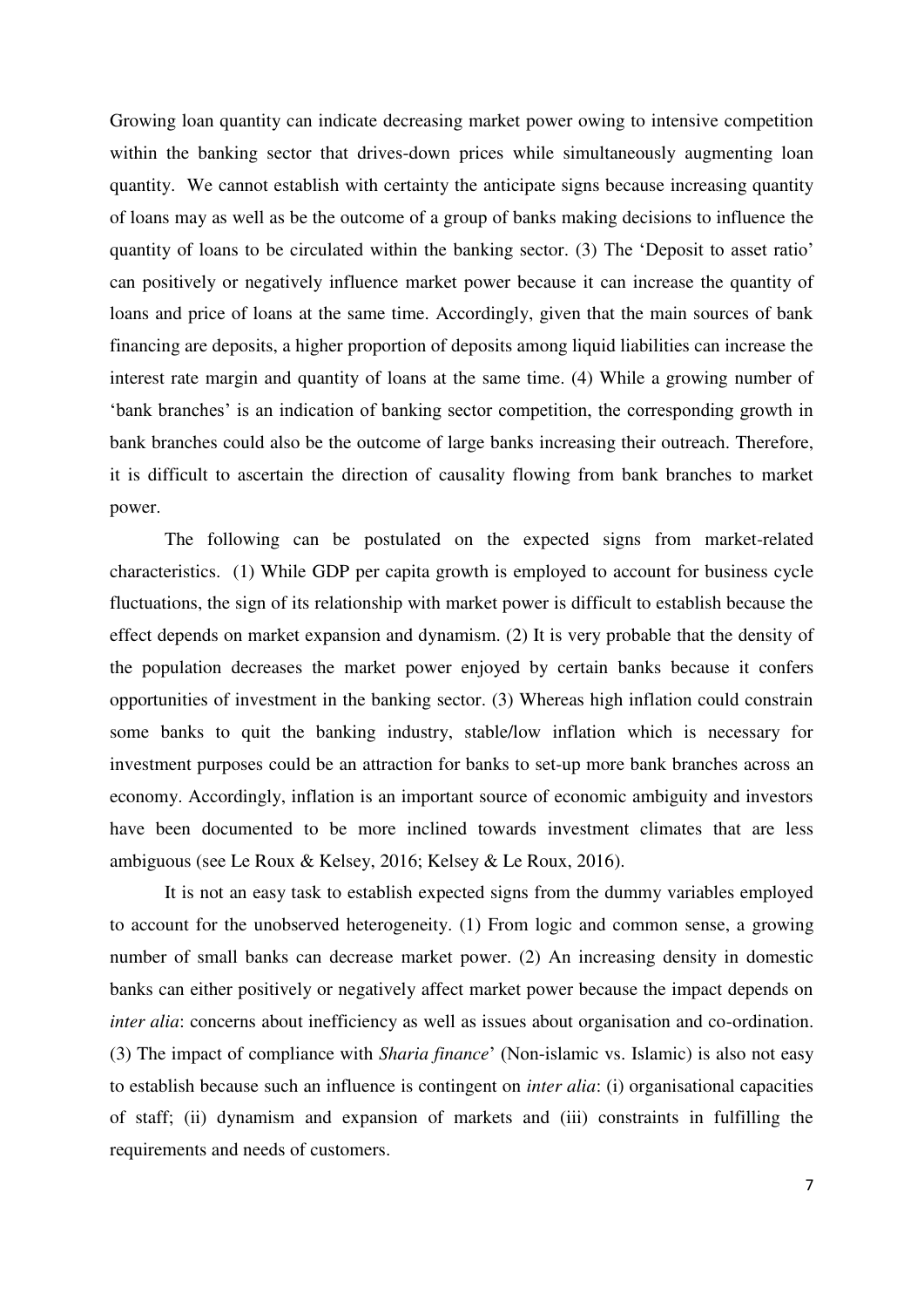Growing loan quantity can indicate decreasing market power owing to intensive competition within the banking sector that drives-down prices while simultaneously augmenting loan quantity. We cannot establish with certainty the anticipate signs because increasing quantity of loans may as well as be the outcome of a group of banks making decisions to influence the quantity of loans to be circulated within the banking sector. (3) The 'Deposit to asset ratio' can positively or negatively influence market power because it can increase the quantity of loans and price of loans at the same time. Accordingly, given that the main sources of bank financing are deposits, a higher proportion of deposits among liquid liabilities can increase the interest rate margin and quantity of loans at the same time. (4) While a growing number of 'bank branches' is an indication of banking sector competition, the corresponding growth in bank branches could also be the outcome of large banks increasing their outreach. Therefore, it is difficult to ascertain the direction of causality flowing from bank branches to market power.

The following can be postulated on the expected signs from market-related characteristics. (1) While GDP per capita growth is employed to account for business cycle fluctuations, the sign of its relationship with market power is difficult to establish because the effect depends on market expansion and dynamism. (2) It is very probable that the density of the population decreases the market power enjoyed by certain banks because it confers opportunities of investment in the banking sector. (3) Whereas high inflation could constrain some banks to quit the banking industry, stable/low inflation which is necessary for investment purposes could be an attraction for banks to set-up more bank branches across an economy. Accordingly, inflation is an important source of economic ambiguity and investors have been documented to be more inclined towards investment climates that are less ambiguous (see Le Roux & Kelsey, 2016; Kelsey & Le Roux, 2016).

It is not an easy task to establish expected signs from the dummy variables employed to account for the unobserved heterogeneity. (1) From logic and common sense, a growing number of small banks can decrease market power. (2) An increasing density in domestic banks can either positively or negatively affect market power because the impact depends on *inter alia*: concerns about inefficiency as well as issues about organisation and co-ordination. (3) The impact of compliance with *Sharia finance*' (Non-islamic vs. Islamic) is also not easy to establish because such an influence is contingent on *inter alia*: (i) organisational capacities of staff; (ii) dynamism and expansion of markets and (iii) constraints in fulfilling the requirements and needs of customers.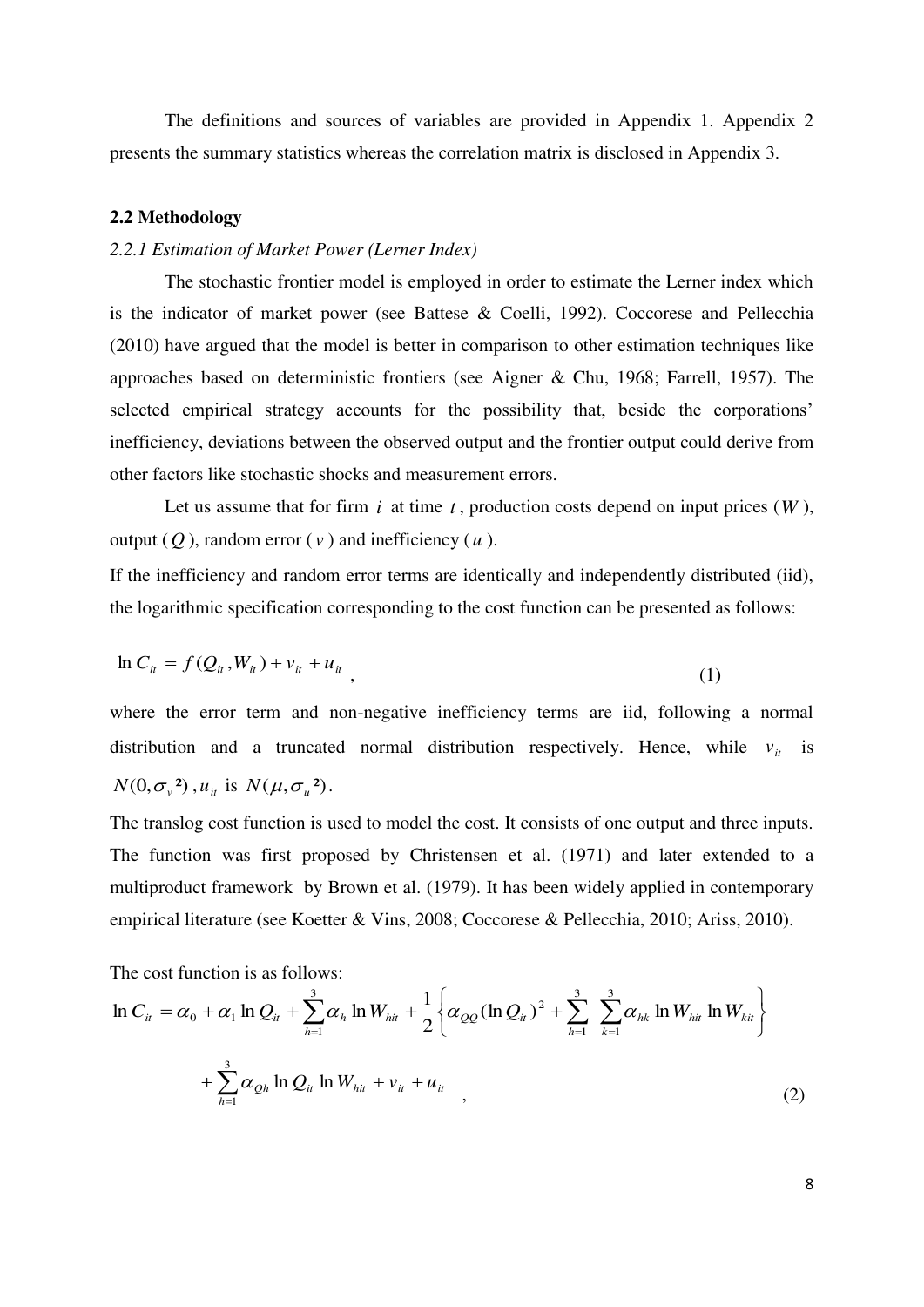The definitions and sources of variables are provided in Appendix 1. Appendix 2 presents the summary statistics whereas the correlation matrix is disclosed in Appendix 3.

### 2.2 Methodology

#### *2.2.1 Estimation of Market Power (Lerner Index)*

The stochastic frontier model is employed in order to estimate the Lerner index which is the indicator of market power (see Battese & Coelli, 1992). Coccorese and Pellecchia (2010) have argued that the model is better in comparison to other estimation techniques like approaches based on deterministic frontiers (see Aigner & Chu, 1968; Farrell, 1957). The selected empirical strategy accounts for the possibility that, beside the corporations' inefficiency, deviations between the observed output and the frontier output could derive from other factors like stochastic shocks and measurement errors.

Let us assume that for firm $i$ at time $t$, production costs depend on input prices ($W$), output ($Q$), random error ($v$) and inefficiency ($u$).

If the inefficiency and random error terms are identically and independently distributed (iid), the logarithmic specification corresponding to the cost function can be presented as follows:

$$\ln C_{it} = f(Q_{it}, W_{it}) + v_{it} + u_{it} \quad , \tag{1}$$

where the error term and non-negative inefficiency terms are iid, following a normal distribution and a truncated normal distribution respectively. Hence, while $v_{it}$ is $N(0, \sigma_v^2)$, $u_{it}$ is $N(\mu, \sigma_u^2)$.

The translog cost function is used to model the cost. It consists of one output and three inputs. The function was first proposed by Christensen et al. (1971) and later extended to a multiproduct framework by Brown et al. (1979). It has been widely applied in contemporary empirical literature (see Koetter & Vins, 2008; Coccorese & Pellecchia, 2010; Ariss, 2010).

The cost function is as follows:

$$\ln C_{it} = \alpha_0 + \alpha_1 \ln Q_{it} + \sum_{h=1}^{3} \alpha_h \ln W_{hit} + \frac{1}{2}\left\{ \alpha_{QQ} (\ln Q_{it})^2 + \sum_{h=1}^{3} \sum_{k=1}^{3} \alpha_{hk} \ln W_{hit} \ln W_{kit} \right\}$$

$$+ \sum_{h=1}^{3} \alpha_{Qh} \ln Q_{it} \ln W_{hit} + v_{it} + u_{it} \quad , \tag{2}$$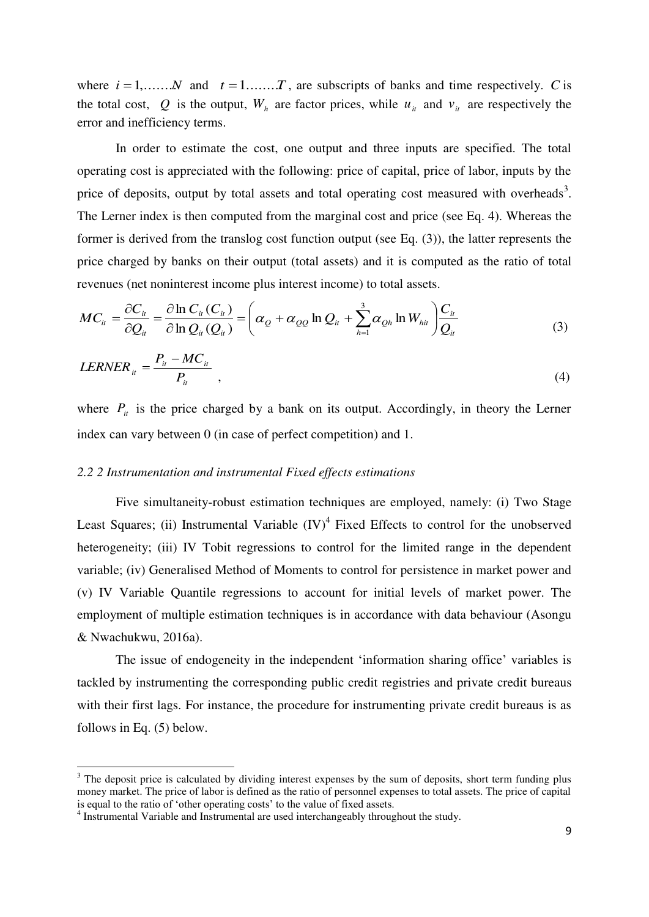where $i = 1, \ldots\ldots N$ and $t = 1 \ldots\ldots T$, are subscripts of banks and time respectively. $C$ is the total cost, $Q$ is the output, $W_h$ are factor prices, while $u_{it}$ and $v_{it}$ are respectively the error and inefficiency terms.

In order to estimate the cost, one output and three inputs are specified. The total operating cost is appreciated with the following: price of capital, price of labor, inputs by the price of deposits, output by total assets and total operating cost measured with overheads[3]. The Lerner index is then computed from the marginal cost and price (see Eq. 4). Whereas the former is derived from the translog cost function output (see Eq. (3)), the latter represents the price charged by banks on their output (total assets) and it is computed as the ratio of total revenues (net noninterest income plus interest income) to total assets.

$$MC_{it} = \frac{\partial C_{it}}{\partial Q_{it}} = \frac{\partial \ln C_{it}(C_{it})}{\partial \ln Q_{it}(Q_{it})} = \left( \alpha_Q + \alpha_{QQ} \ln Q_{it} + \sum_{h=1}^{3} \alpha_{Qh} \ln W_{hit} \right) \frac{C_{it}}{Q_{it}} \tag{3}$$

$$LERNER_{it} = \frac{P_{it} - MC_{it}}{P_{it}}, \tag{4}$$

where $P_{it}$ is the price charged by a bank on its output. Accordingly, in theory the Lerner index can vary between 0 (in case of perfect competition) and 1.

### *2.2 2 Instrumentation and instrumental Fixed effects estimations*

Five simultaneity-robust estimation techniques are employed, namely: (i) Two Stage Least Squares; (ii) Instrumental Variable (IV)[4] Fixed Effects to control for the unobserved heterogeneity; (iii) IV Tobit regressions to control for the limited range in the dependent variable; (iv) Generalised Method of Moments to control for persistence in market power and (v) IV Variable Quantile regressions to account for initial levels of market power. The employment of multiple estimation techniques is in accordance with data behaviour (Asongu & Nwachukwu, 2016a).

The issue of endogeneity in the independent 'information sharing office' variables is tackled by instrumenting the corresponding public credit registries and private credit bureaus with their first lags. For instance, the procedure for instrumenting private credit bureaus is as follows in Eq. (5) below.

---

[3] The deposit price is calculated by dividing interest expenses by the sum of deposits, short term funding plus money market. The price of labor is defined as the ratio of personnel expenses to total assets. The price of capital is equal to the ratio of 'other operating costs' to the value of fixed assets.

[4] Instrumental Variable and Instrumental are used interchangeably throughout the study.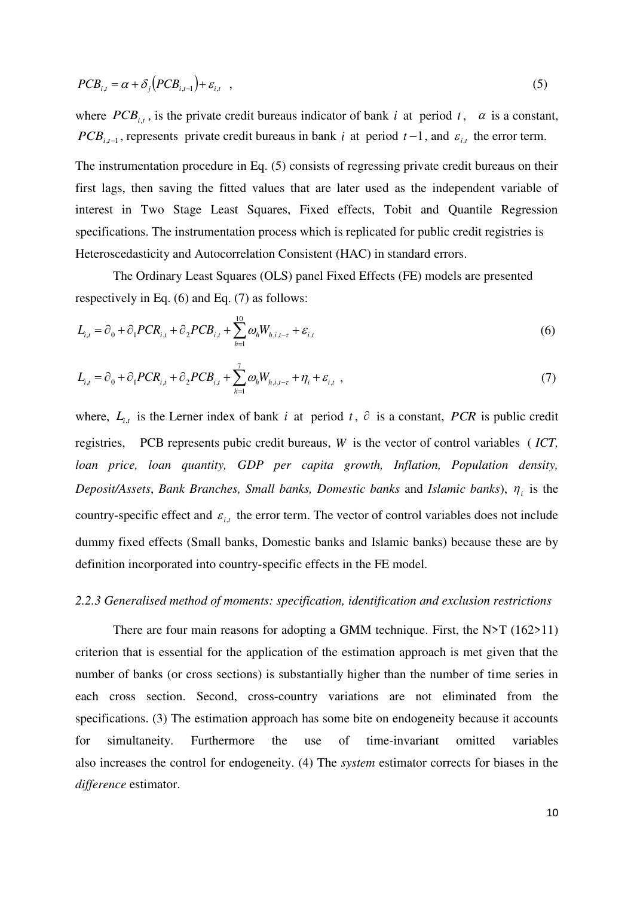$$PCB_{i,t} = \alpha + \delta_j \left(PCB_{i,t-1}\right) + \varepsilon_{i,t} \quad , \tag{5}$$

where $PCB_{i,t}$, is the private credit bureaus indicator of bank $i$ at period $t$, $\alpha$ is a constant, $PCB_{i,t-1}$, represents private credit bureaus in bank $i$ at period $t-1$, and $\varepsilon_{i,t}$ the error term.

The instrumentation procedure in Eq. (5) consists of regressing private credit bureaus on their first lags, then saving the fitted values that are later used as the independent variable of interest in Two Stage Least Squares, Fixed effects, Tobit and Quantile Regression specifications. The instrumentation process which is replicated for public credit registries is Heteroscedasticity and Autocorrelation Consistent (HAC) in standard errors.

The Ordinary Least Squares (OLS) panel Fixed Effects (FE) models are presented respectively in Eq. (6) and Eq. (7) as follows:

$$L_{i,t} = \partial_0 + \partial_1 PCR_{i,t} + \partial_2 PCB_{i,t} + \sum_{h=1}^{10} \omega_h W_{h,i,t-\tau} + \varepsilon_{i,t} \tag{6}$$

$$L_{i,t} = \partial_0 + \partial_1 PCR_{i,t} + \partial_2 PCB_{i,t} + \sum_{h=1}^{7} \omega_h W_{h,i,t-\tau} + \eta_i + \varepsilon_{i,t} \quad , \tag{7}$$

where, $L_{i,t}$ is the Lerner index of bank $i$ at period $t$, $\partial$ is a constant, $PCR$ is public credit registries, PCB represents pubic credit bureaus, $W$ is the vector of control variables ( *ICT, loan price, loan quantity, GDP per capita growth, Inflation, Population density, Deposit/Assets*, *Bank Branches, Small banks, Domestic banks* and *Islamic banks*), $\eta_i$ is the country-specific effect and $\varepsilon_{i,t}$ the error term. The vector of control variables does not include dummy fixed effects (Small banks, Domestic banks and Islamic banks) because these are by definition incorporated into country-specific effects in the FE model.

### *2.2.3 Generalised method of moments: specification, identification and exclusion restrictions*

There are four main reasons for adopting a GMM technique. First, the N>T (162>11) criterion that is essential for the application of the estimation approach is met given that the number of banks (or cross sections) is substantially higher than the number of time series in each cross section. Second, cross-country variations are not eliminated from the specifications. (3) The estimation approach has some bite on endogeneity because it accounts for simultaneity. Furthermore the use of time-invariant omitted variables also increases the control for endogeneity. (4) The *system* estimator corrects for biases in the *difference* estimator.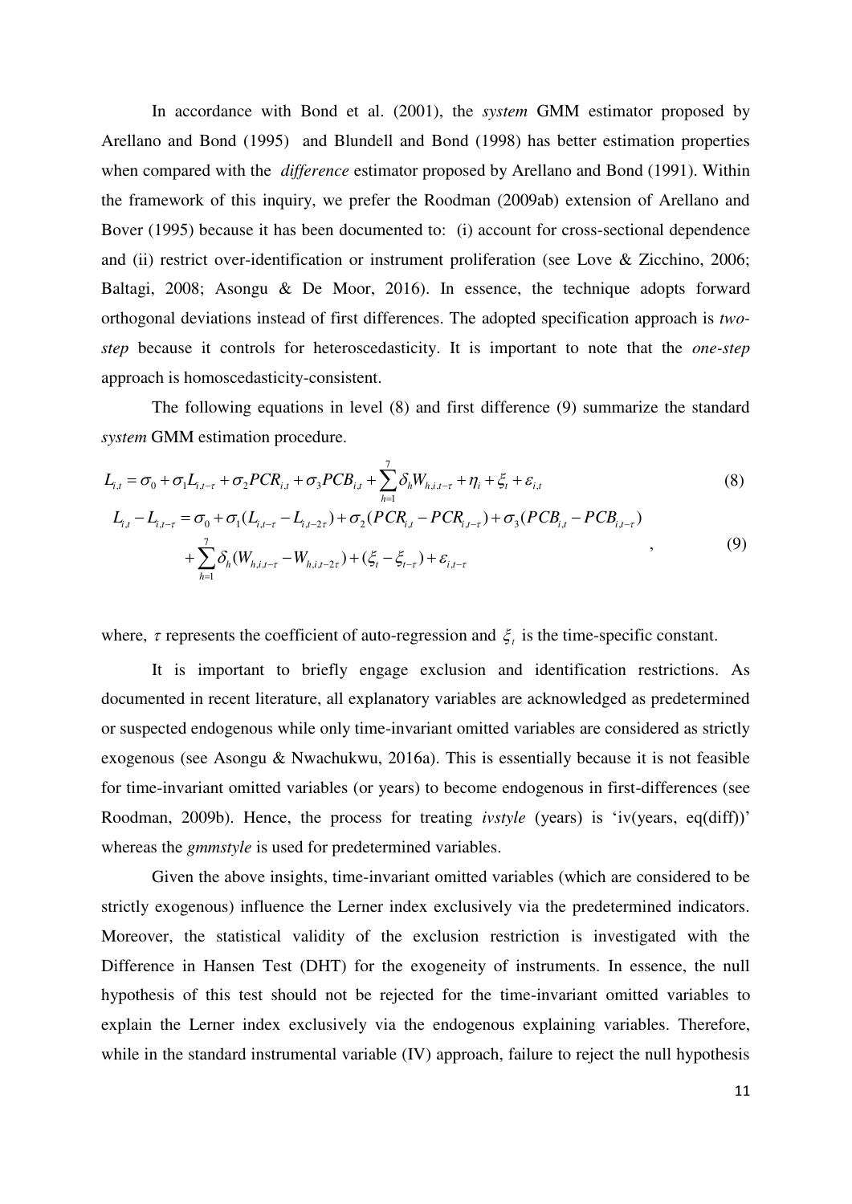In accordance with Bond et al. (2001), the *system* GMM estimator proposed by Arellano and Bond (1995) and Blundell and Bond (1998) has better estimation properties when compared with the *difference* estimator proposed by Arellano and Bond (1991). Within the framework of this inquiry, we prefer the Roodman (2009ab) extension of Arellano and Bover (1995) because it has been documented to: (i) account for cross-sectional dependence and (ii) restrict over-identification or instrument proliferation (see Love & Zicchino, 2006; Baltagi, 2008; Asongu & De Moor, 2016). In essence, the technique adopts forward orthogonal deviations instead of first differences. The adopted specification approach is *two-step* because it controls for heteroscedasticity. It is important to note that the *one-step* approach is homoscedasticity-consistent.

The following equations in level (8) and first difference (9) summarize the standard *system* GMM estimation procedure.

$$L_{i,t} = \sigma_0 + \sigma_1 L_{i,t-\tau} + \sigma_2 PCR_{i,t} + \sigma_3 PCB_{i,t} + \sum_{h=1}^{7} \delta_h W_{h,i,t-\tau} + \eta_i + \xi_t + \varepsilon_{i,t} \tag{8}$$

$$\begin{aligned} L_{i,t} - L_{i,t-\tau} = {} & \sigma_0 + \sigma_1 (L_{i,t-\tau} - L_{i,t-2\tau}) + \sigma_2 (PCR_{i,t} - PCR_{i,t-\tau}) + \sigma_3 (PCB_{i,t} - PCB_{i,t-\tau}) \\ & + \sum_{h=1}^{7} \delta_h (W_{h,i,t-\tau} - W_{h,i,t-2\tau}) + (\xi_t - \xi_{t-\tau}) + \varepsilon_{i,t-\tau} \end{aligned} , \tag{9}$$

where, $\tau$ represents the coefficient of auto-regression and $\xi_t$ is the time-specific constant.

It is important to briefly engage exclusion and identification restrictions. As documented in recent literature, all explanatory variables are acknowledged as predetermined or suspected endogenous while only time-invariant omitted variables are considered as strictly exogenous (see Asongu & Nwachukwu, 2016a). This is essentially because it is not feasible for time-invariant omitted variables (or years) to become endogenous in first-differences (see Roodman, 2009b). Hence, the process for treating *ivstyle* (years) is 'iv(years, eq(diff))' whereas the *gmmstyle* is used for predetermined variables.

Given the above insights, time-invariant omitted variables (which are considered to be strictly exogenous) influence the Lerner index exclusively via the predetermined indicators. Moreover, the statistical validity of the exclusion restriction is investigated with the Difference in Hansen Test (DHT) for the exogeneity of instruments. In essence, the null hypothesis of this test should not be rejected for the time-invariant omitted variables to explain the Lerner index exclusively via the endogenous explaining variables. Therefore, while in the standard instrumental variable (IV) approach, failure to reject the null hypothesis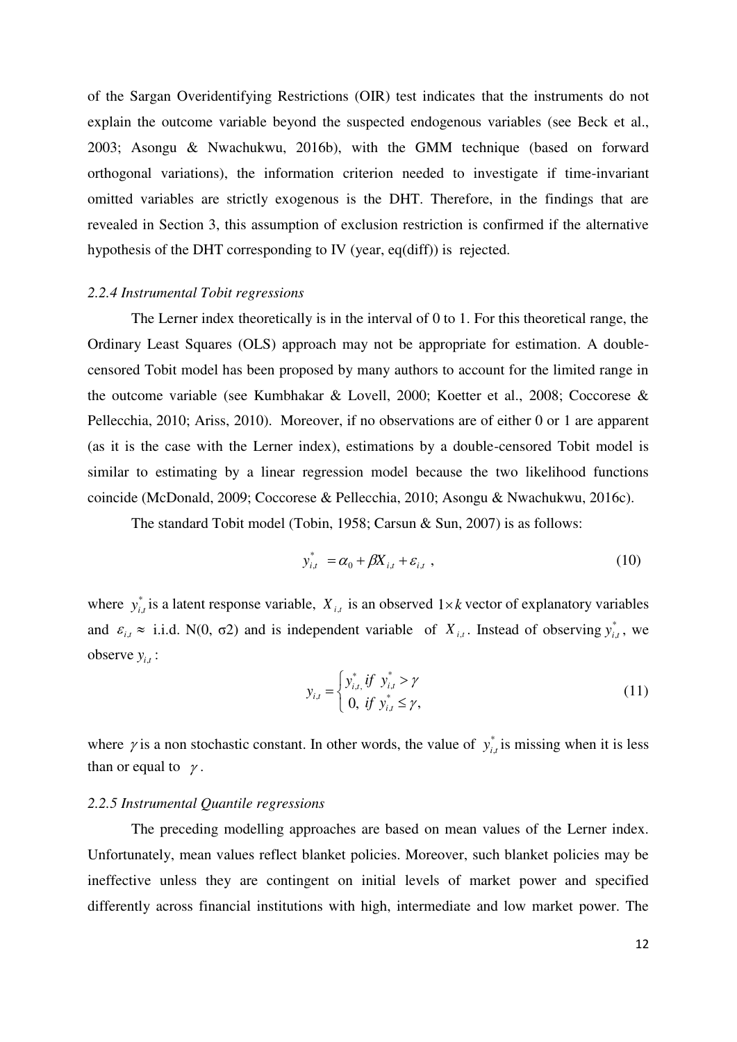of the Sargan Overidentifying Restrictions (OIR) test indicates that the instruments do not explain the outcome variable beyond the suspected endogenous variables (see Beck et al., 2003; Asongu & Nwachukwu, 2016b), with the GMM technique (based on forward orthogonal variations), the information criterion needed to investigate if time-invariant omitted variables are strictly exogenous is the DHT. Therefore, in the findings that are revealed in Section 3, this assumption of exclusion restriction is confirmed if the alternative hypothesis of the DHT corresponding to IV (year, eq(diff)) is rejected.

### *2.2.4 Instrumental Tobit regressions*

The Lerner index theoretically is in the interval of 0 to 1. For this theoretical range, the Ordinary Least Squares (OLS) approach may not be appropriate for estimation. A double-censored Tobit model has been proposed by many authors to account for the limited range in the outcome variable (see Kumbhakar & Lovell, 2000; Koetter et al., 2008; Coccorese & Pellecchia, 2010; Ariss, 2010). Moreover, if no observations are of either 0 or 1 are apparent (as it is the case with the Lerner index), estimations by a double-censored Tobit model is similar to estimating by a linear regression model because the two likelihood functions coincide (McDonald, 2009; Coccorese & Pellecchia, 2010; Asongu & Nwachukwu, 2016c).

The standard Tobit model (Tobin, 1958; Carsun & Sun, 2007) is as follows:

$$y_{i,t}^{*} = \alpha_0 + \beta X_{i,t} + \varepsilon_{i,t} \,, \tag{10}$$

where $y_{i,t}^{*}$ is a latent response variable, $X_{i,t}$ is an observed $1 \times k$ vector of explanatory variables and $\varepsilon_{i,t} \approx$ i.i.d. N(0, σ2) and is independent variable of $X_{i,t}$. Instead of observing $y_{i,t}^{*}$, we observe $y_{i,t}$:

$$y_{i,t} = \begin{cases} y_{i,t}^{*}, \; if \; y_{i,t}^{*} > \gamma \\ 0, \; if \; y_{i,t}^{*} \leq \gamma, \end{cases} \tag{11}$$

where $\gamma$ is a non stochastic constant. In other words, the value of $y_{i,t}^{*}$ is missing when it is less than or equal to $\gamma$.

### *2.2.5 Instrumental Quantile regressions*

The preceding modelling approaches are based on mean values of the Lerner index. Unfortunately, mean values reflect blanket policies. Moreover, such blanket policies may be ineffective unless they are contingent on initial levels of market power and specified differently across financial institutions with high, intermediate and low market power. The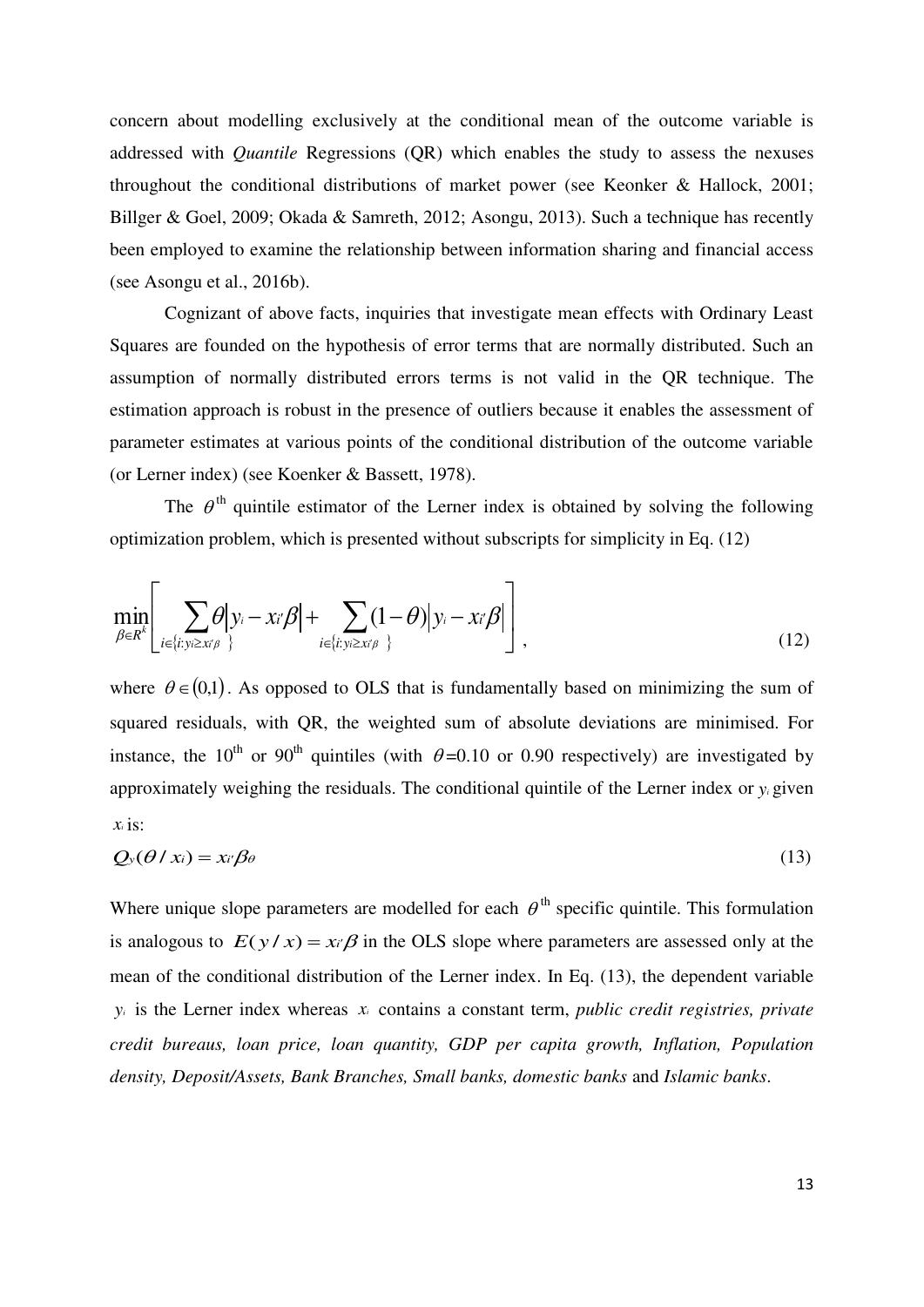concern about modelling exclusively at the conditional mean of the outcome variable is addressed with *Quantile* Regressions (QR) which enables the study to assess the nexuses throughout the conditional distributions of market power (see Keonker & Hallock, 2001; Billger & Goel, 2009; Okada & Samreth, 2012; Asongu, 2013). Such a technique has recently been employed to examine the relationship between information sharing and financial access (see Asongu et al., 2016b).

Cognizant of above facts, inquiries that investigate mean effects with Ordinary Least Squares are founded on the hypothesis of error terms that are normally distributed. Such an assumption of normally distributed errors terms is not valid in the QR technique. The estimation approach is robust in the presence of outliers because it enables the assessment of parameter estimates at various points of the conditional distribution of the outcome variable (or Lerner index) (see Koenker & Bassett, 1978).

The $\theta^{\text{th}}$ quintile estimator of the Lerner index is obtained by solving the following optimization problem, which is presented without subscripts for simplicity in Eq. (12)

$$\min_{\beta \in R^k} \left[ \sum_{i \in \{i: y_i \geq x_i'\beta\}} \theta \left| y_i - x_i'\beta \right| + \sum_{i \in \{i: y_i \geq x_i'\beta\}} (1-\theta) \left| y_i - x_i'\beta \right| \right], \tag{12}$$

where $\theta \in (0,1)$. As opposed to OLS that is fundamentally based on minimizing the sum of squared residuals, with QR, the weighted sum of absolute deviations are minimised. For instance, the 10[th] or 90[th] quintiles (with $\theta$=0.10 or 0.90 respectively) are investigated by approximately weighing the residuals. The conditional quintile of the Lerner index or $y_i$ given $x_i$ is:

$$Q_y(\theta / x_i) = x_i'\beta_\theta \tag{13}$$

Where unique slope parameters are modelled for each $\theta^{\text{th}}$ specific quintile. This formulation is analogous to $E(y/x) = x_i'\beta$ in the OLS slope where parameters are assessed only at the mean of the conditional distribution of the Lerner index. In Eq. (13), the dependent variable $y_i$ is the Lerner index whereas $x_i$ contains a constant term, *public credit registries, private credit bureaus, loan price, loan quantity, GDP per capita growth, Inflation, Population density, Deposit/Assets, Bank Branches, Small banks, domestic banks* and *Islamic banks*.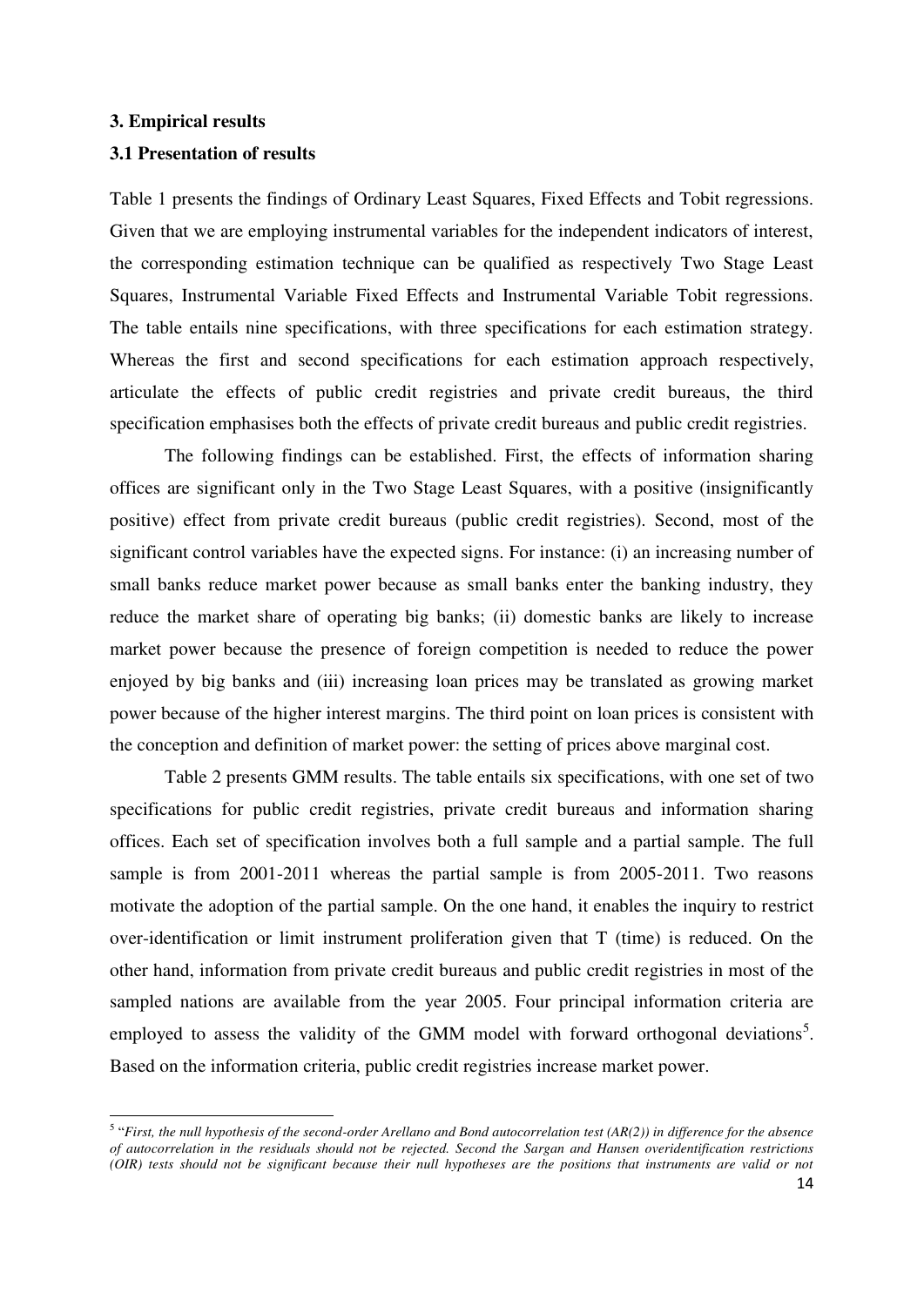### 3. Empirical results

### 3.1 Presentation of results

Table 1 presents the findings of Ordinary Least Squares, Fixed Effects and Tobit regressions. Given that we are employing instrumental variables for the independent indicators of interest, the corresponding estimation technique can be qualified as respectively Two Stage Least Squares, Instrumental Variable Fixed Effects and Instrumental Variable Tobit regressions. The table entails nine specifications, with three specifications for each estimation strategy. Whereas the first and second specifications for each estimation approach respectively, articulate the effects of public credit registries and private credit bureaus, the third specification emphasises both the effects of private credit bureaus and public credit registries.

The following findings can be established. First, the effects of information sharing offices are significant only in the Two Stage Least Squares, with a positive (insignificantly positive) effect from private credit bureaus (public credit registries). Second, most of the significant control variables have the expected signs. For instance: (i) an increasing number of small banks reduce market power because as small banks enter the banking industry, they reduce the market share of operating big banks; (ii) domestic banks are likely to increase market power because the presence of foreign competition is needed to reduce the power enjoyed by big banks and (iii) increasing loan prices may be translated as growing market power because of the higher interest margins. The third point on loan prices is consistent with the conception and definition of market power: the setting of prices above marginal cost.

Table 2 presents GMM results. The table entails six specifications, with one set of two specifications for public credit registries, private credit bureaus and information sharing offices. Each set of specification involves both a full sample and a partial sample. The full sample is from 2001-2011 whereas the partial sample is from 2005-2011. Two reasons motivate the adoption of the partial sample. On the one hand, it enables the inquiry to restrict over-identification or limit instrument proliferation given that T (time) is reduced. On the other hand, information from private credit bureaus and public credit registries in most of the sampled nations are available from the year 2005. Four principal information criteria are employed to assess the validity of the GMM model with forward orthogonal deviations[5]. Based on the information criteria, public credit registries increase market power.

---

[5] "*First, the null hypothesis of the second-order Arellano and Bond autocorrelation test (AR(2)) in difference for the absence of autocorrelation in the residuals should not be rejected. Second the Sargan and Hansen overidentification restrictions (OIR) tests should not be significant because their null hypotheses are the positions that instruments are valid or not*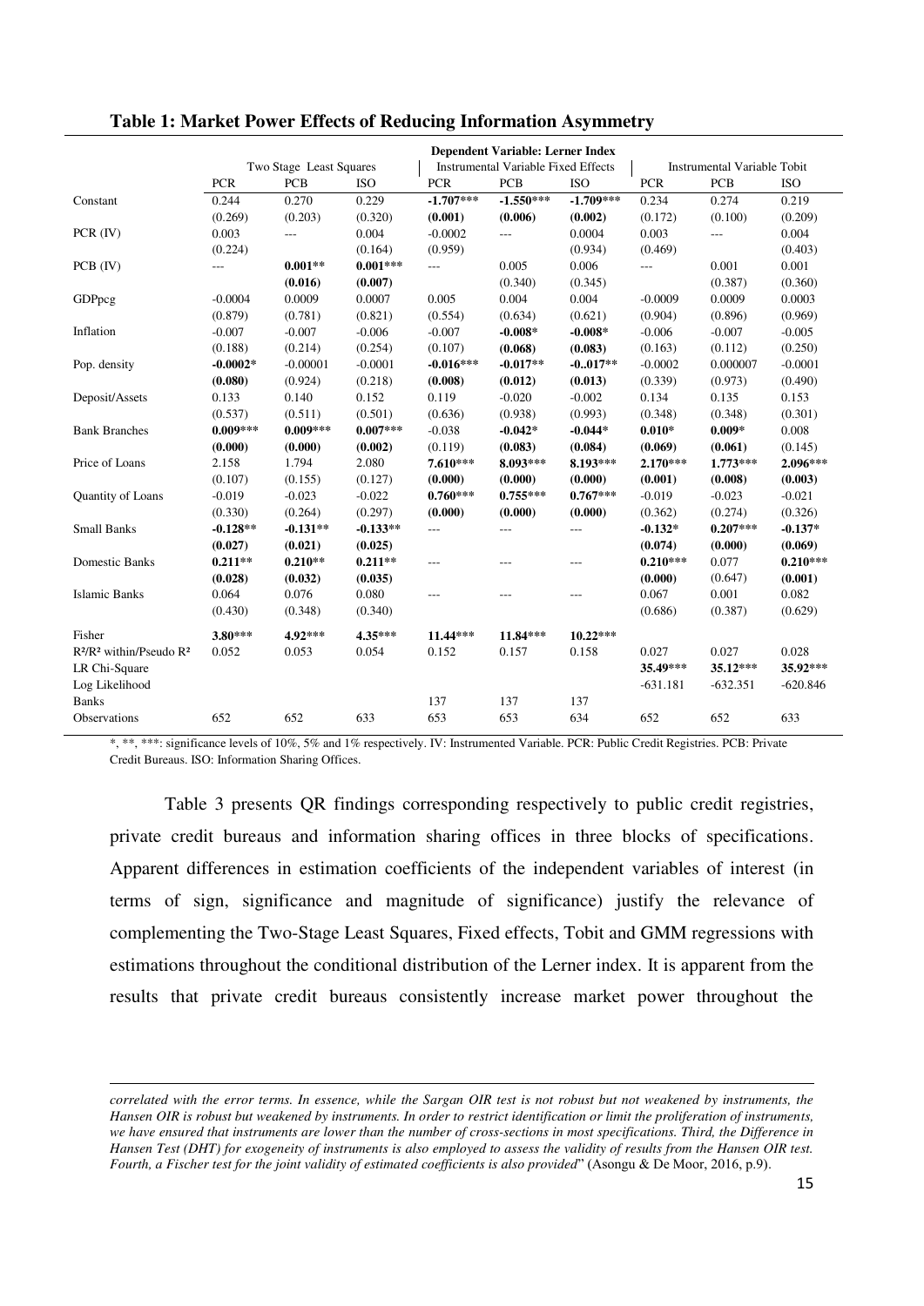**Table 1: Market Power Effects of Reducing Information Asymmetry**

| | Dependent Variable: Lerner Index | | | | | | | | |
|---|---|---|---|---|---|---|---|---|---|
| | Two Stage Least Squares | | | Instrumental Variable Fixed Effects | | | Instrumental Variable Tobit | | |
| | PCR | PCB | ISO | PCR | PCB | ISO | PCR | PCB | ISO |
| Constant | 0.244 | 0.270 | 0.229 | **-1.707*** ** | **-1.550*** ** | **-1.709*** ** | 0.234 | 0.274 | 0.219 |
| | (0.269) | (0.203) | (0.320) | **(0.001)** | **(0.006)** | **(0.002)** | (0.172) | (0.100) | (0.209) |
| PCR (IV) | 0.003 | --- | 0.004 | -0.0002 | --- | 0.0004 | 0.003 | --- | 0.004 |
| | (0.224) | | (0.164) | (0.959) | | (0.934) | (0.469) | | (0.403) |
| PCB (IV) | --- | **0.001** ** | **0.001*** ** | --- | 0.005 | 0.006 | --- | 0.001 | 0.001 |
| | | **(0.016)** | **(0.007)** | | (0.340) | (0.345) | | (0.387) | (0.360) |
| GDPpcg | -0.0004 | 0.0009 | 0.0007 | 0.005 | 0.004 | 0.004 | -0.0009 | 0.0009 | 0.0003 |
| | (0.879) | (0.781) | (0.821) | (0.554) | (0.634) | (0.621) | (0.904) | (0.896) | (0.969) |
| Inflation | -0.007 | -0.007 | -0.006 | -0.007 | **-0.008*** | **-0.008*** | -0.006 | -0.007 | -0.005 |
| | (0.188) | (0.214) | (0.254) | (0.107) | **(0.068)** | **(0.083)** | (0.163) | (0.112) | (0.250) |
| Pop. density | **-0.0002*** | -0.00001 | -0.0001 | **-0.016*** ** | **-0.017** ** | **-0..017** ** | -0.0002 | 0.000007 | -0.0001 |
| | **(0.080)** | (0.924) | (0.218) | **(0.008)** | **(0.012)** | **(0.013)** | (0.339) | (0.973) | (0.490) |
| Deposit/Assets | 0.133 | 0.140 | 0.152 | 0.119 | -0.020 | -0.002 | 0.134 | 0.135 | 0.153 |
| | (0.537) | (0.511) | (0.501) | (0.636) | (0.938) | (0.993) | (0.348) | (0.348) | (0.301) |
| Bank Branches | **0.009*** ** | **0.009*** ** | **0.007*** ** | -0.038 | **-0.042*** | **-0.044*** | **0.010*** | **0.009*** | 0.008 |
| | **(0.000)** | **(0.000)** | **(0.002)** | (0.119) | **(0.083)** | **(0.084)** | **(0.069)** | **(0.061)** | (0.145) |
| Price of Loans | 2.158 | 1.794 | 2.080 | **7.610*** ** | **8.093*** ** | **8.193*** ** | **2.170*** ** | **1.773*** ** | **2.096*** ** |
| | (0.107) | (0.155) | (0.127) | **(0.000)** | **(0.000)** | **(0.000)** | **(0.001)** | **(0.008)** | **(0.003)** |
| Quantity of Loans | -0.019 | -0.023 | -0.022 | **0.760*** ** | **0.755*** ** | **0.767*** ** | -0.019 | -0.023 | -0.021 |
| | (0.330) | (0.264) | (0.297) | **(0.000)** | **(0.000)** | **(0.000)** | (0.362) | (0.274) | (0.326) |
| Small Banks | **-0.128** ** | **-0.131** ** | **-0.133** ** | --- | --- | --- | **-0.132*** | **0.207*** ** | **-0.137*** |
| | **(0.027)** | **(0.021)** | **(0.025)** | | | | **(0.074)** | **(0.000)** | **(0.069)** |
| Domestic Banks | **0.211** ** | **0.210** ** | **0.211** ** | --- | --- | --- | **0.210*** ** | 0.077 | **0.210*** ** |
| | **(0.028)** | **(0.032)** | **(0.035)** | | | | **(0.000)** | (0.647) | **(0.001)** |
| Islamic Banks | 0.064 | 0.076 | 0.080 | --- | --- | --- | 0.067 | 0.001 | 0.082 |
| | (0.430) | (0.348) | (0.340) | | | | (0.686) | (0.387) | (0.629) |
| Fisher | **3.80*** ** | **4.92*** ** | **4.35*** ** | **11.44*** ** | **11.84*** ** | **10.22*** ** | | | |
| $R^2$/$R^2$ within/Pseudo $R^2$ | 0.052 | 0.053 | 0.054 | 0.152 | 0.157 | 0.158 | 0.027 | 0.027 | 0.028 |
| LR Chi-Square | | | | | | | **35.49*** ** | **35.12*** ** | **35.92*** ** |
| Log Likelihood | | | | | | | -631.181 | -632.351 | -620.846 |
| Banks | | | | 137 | 137 | 137 | | | |
| Observations | 652 | 652 | 633 | 653 | 653 | 634 | 652 | 652 | 633 |

*, **, ***: significance levels of 10%, 5% and 1% respectively. IV: Instrumented Variable. PCR: Public Credit Registries. PCB: Private Credit Bureaus. ISO: Information Sharing Offices.

Table 3 presents QR findings corresponding respectively to public credit registries, private credit bureaus and information sharing offices in three blocks of specifications. Apparent differences in estimation coefficients of the independent variables of interest (in terms of sign, significance and magnitude of significance) justify the relevance of complementing the Two-Stage Least Squares, Fixed effects, Tobit and GMM regressions with estimations throughout the conditional distribution of the Lerner index. It is apparent from the results that private credit bureaus consistently increase market power throughout the

---

*correlated with the error terms. In essence, while the Sargan OIR test is not robust but not weakened by instruments, the Hansen OIR is robust but weakened by instruments. In order to restrict identification or limit the proliferation of instruments, we have ensured that instruments are lower than the number of cross-sections in most specifications. Third, the Difference in Hansen Test (DHT) for exogeneity of instruments is also employed to assess the validity of results from the Hansen OIR test. Fourth, a Fischer test for the joint validity of estimated coefficients is also provided*" (Asongu & De Moor, 2016, p.9).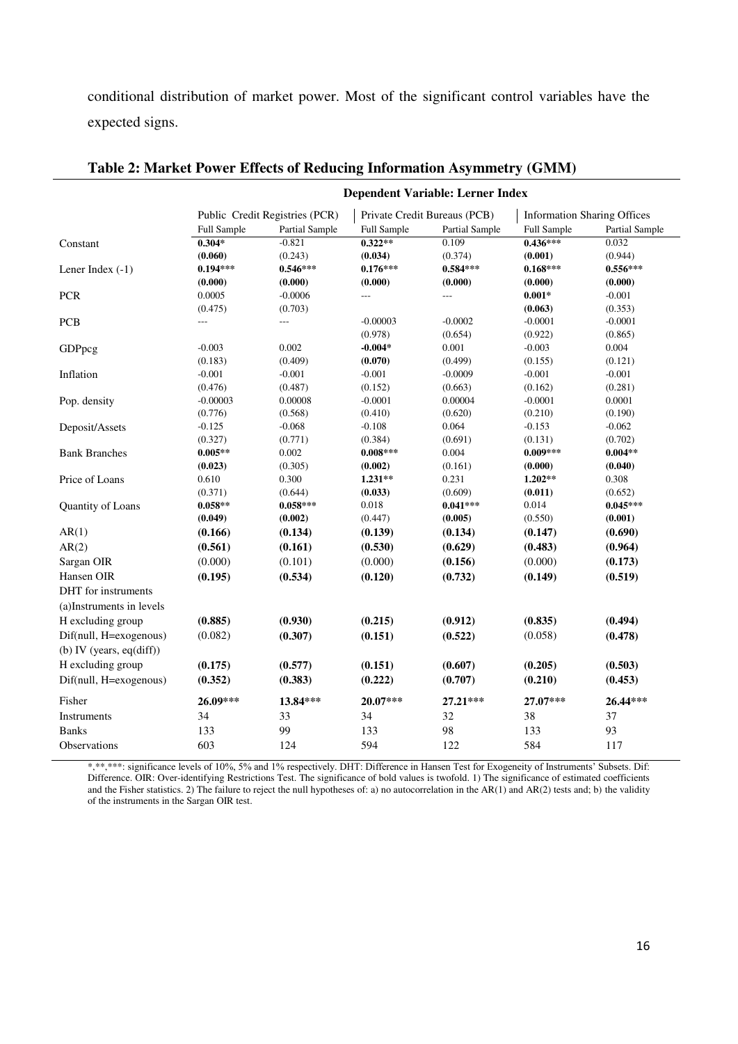conditional distribution of market power. Most of the significant control variables have the expected signs.

**Table 2: Market Power Effects of Reducing Information Asymmetry (GMM)**

| | **Dependent Variable: Lerner Index** | | | | | |
|---|---|---|---|---|---|---|
| | Public Credit Registries (PCR) | | Private Credit Bureaus (PCB) | | Information Sharing Offices | |
| | Full Sample | Partial Sample | Full Sample | Partial Sample | Full Sample | Partial Sample |
| Constant | **0.304*** | -0.821 | **0.322**** | 0.109 | **0.436***** | 0.032 |
| | **(0.060)** | (0.243) | **(0.034)** | (0.374) | **(0.001)** | (0.944) |
| Lener Index (-1) | **0.194***** | **0.546***** | **0.176***** | **0.584***** | **0.168***** | **0.556***** |
| | **(0.000)** | **(0.000)** | **(0.000)** | **(0.000)** | **(0.000)** | **(0.000)** |
| PCR | 0.0005 | -0.0006 | --- | --- | **0.001*** | -0.001 |
| | (0.475) | (0.703) | | | **(0.063)** | (0.353) |
| PCB | --- | --- | -0.00003 | -0.0002 | -0.0001 | -0.0001 |
| | | | (0.978) | (0.654) | (0.922) | (0.865) |
| GDPpcg | -0.003 | 0.002 | **-0.004*** | 0.001 | -0.003 | 0.004 |
| | (0.183) | (0.409) | **(0.070)** | (0.499) | (0.155) | (0.121) |
| Inflation | -0.001 | -0.001 | -0.001 | -0.0009 | -0.001 | -0.001 |
| | (0.476) | (0.487) | (0.152) | (0.663) | (0.162) | (0.281) |
| Pop. density | -0.00003 | 0.00008 | -0.0001 | 0.00004 | -0.0001 | 0.0001 |
| | (0.776) | (0.568) | (0.410) | (0.620) | (0.210) | (0.190) |
| Deposit/Assets | -0.125 | -0.068 | -0.108 | 0.064 | -0.153 | -0.062 |
| | (0.327) | (0.771) | (0.384) | (0.691) | (0.131) | (0.702) |
| Bank Branches | **0.005**** | 0.002 | **0.008***** | 0.004 | **0.009***** | **0.004**** |
| | **(0.023)** | (0.305) | **(0.002)** | (0.161) | **(0.000)** | **(0.040)** |
| Price of Loans | 0.610 | 0.300 | **1.231**** | 0.231 | **1.202**** | 0.308 |
| | (0.371) | (0.644) | **(0.033)** | (0.609) | **(0.011)** | (0.652) |
| Quantity of Loans | **0.058**** | **0.058***** | 0.018 | **0.041***** | 0.014 | **0.045***** |
| | **(0.049)** | **(0.002)** | (0.447) | **(0.005)** | (0.550) | **(0.001)** |
| AR(1) | **(0.166)** | **(0.134)** | **(0.139)** | **(0.134)** | **(0.147)** | **(0.690)** |
| AR(2) | **(0.561)** | **(0.161)** | **(0.530)** | **(0.629)** | **(0.483)** | **(0.964)** |
| Sargan OIR | (0.000) | (0.101) | (0.000) | **(0.156)** | (0.000) | **(0.173)** |
| Hansen OIR | **(0.195)** | **(0.534)** | **(0.120)** | **(0.732)** | **(0.149)** | **(0.519)** |
| DHT for instruments | | | | | | |
| (a)Instruments in levels | | | | | | |
| H excluding group | **(0.885)** | **(0.930)** | **(0.215)** | **(0.912)** | **(0.835)** | **(0.494)** |
| Dif(null, H=exogenous) | (0.082) | **(0.307)** | **(0.151)** | **(0.522)** | (0.058) | **(0.478)** |
| (b) IV (years, eq(diff)) | | | | | | |
| H excluding group | **(0.175)** | **(0.577)** | **(0.151)** | **(0.607)** | **(0.205)** | **(0.503)** |
| Dif(null, H=exogenous) | **(0.352)** | **(0.383)** | **(0.222)** | **(0.707)** | **(0.210)** | **(0.453)** |
| Fisher | **26.09***** | **13.84***** | **20.07***** | **27.21***** | **27.07***** | **26.44***** |
| Instruments | 34 | 33 | 34 | 32 | 38 | 37 |
| Banks | 133 | 99 | 133 | 98 | 133 | 93 |
| Observations | 603 | 124 | 594 | 122 | 584 | 117 |

*,**,***: significance levels of 10%, 5% and 1% respectively. DHT: Difference in Hansen Test for Exogeneity of Instruments' Subsets. Dif: Difference. OIR: Over-identifying Restrictions Test. The significance of bold values is twofold. 1) The significance of estimated coefficients and the Fisher statistics. 2) The failure to reject the null hypotheses of: a) no autocorrelation in the AR(1) and AR(2) tests and; b) the validity of the instruments in the Sargan OIR test.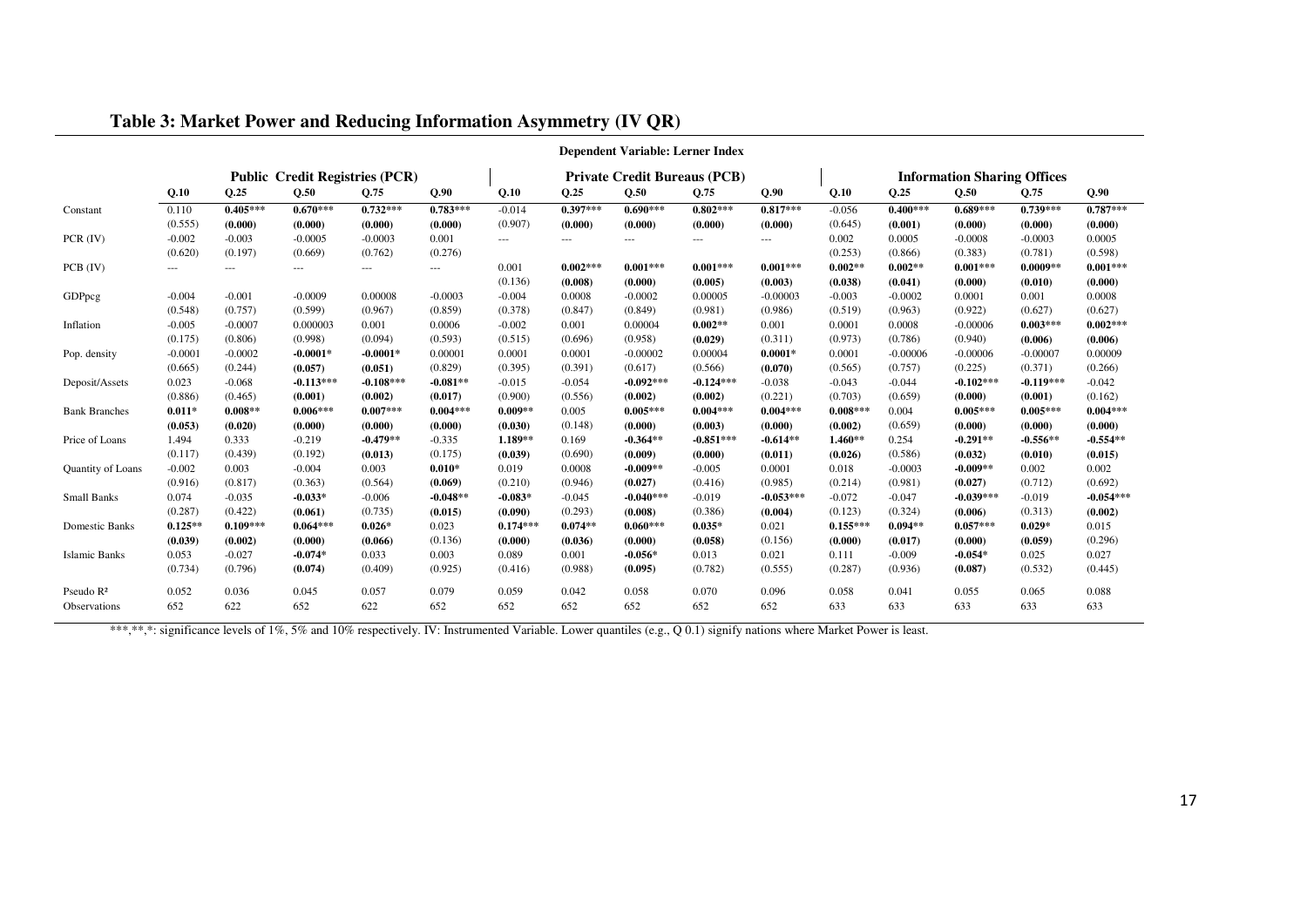## Table 3: Market Power and Reducing Information Asymmetry (IV QR)

| | Dependent Variable: Lerner Index | | | | | | | | | | | | | | |
|---|---|---|---|---|---|---|---|---|---|---|---|---|---|---|---|
| | Public Credit Registries (PCR) | | | | | Private Credit Bureaus (PCB) | | | | | Information Sharing Offices | | | | |
| | Q.10 | Q.25 | Q.50 | Q.75 | Q.90 | Q.10 | Q.25 | Q.50 | Q.75 | Q.90 | Q.10 | Q.25 | Q.50 | Q.75 | Q.90 |
| Constant | 0.110 | **0.405*** ** | **0.670*** ** | **0.732*** ** | **0.783*** ** | -0.014 | **0.397*** ** | **0.690*** ** | **0.802*** ** | **0.817*** ** | -0.056 | **0.400*** ** | **0.689*** ** | **0.739*** ** | **0.787*** ** |
| | (0.555) | **(0.000)** | **(0.000)** | **(0.000)** | **(0.000)** | (0.907) | **(0.000)** | **(0.000)** | **(0.000)** | **(0.000)** | (0.645) | **(0.000)** | **(0.000)** | **(0.000)** | **(0.000)** |
| PCR (IV) | -0.002 | -0.003 | -0.0005 | -0.0003 | 0.001 | --- | --- | --- | --- | --- | 0.002 | 0.0005 | -0.0008 | -0.0003 | 0.0005 |
| | (0.620) | (0.197) | (0.669) | (0.762) | (0.276) | | | | | | (0.253) | (0.866) | (0.383) | (0.781) | (0.598) |
| PCB (IV) | --- | --- | --- | --- | --- | 0.001 | **0.002*** ** | **0.001*** ** | **0.001*** ** | **0.001*** ** | **0.002** ** | **0.002** ** | **0.001*** ** | **0.0009** ** | **0.001*** ** |
| | | | | | | (0.136) | **(0.008)** | **(0.000)** | **(0.005)** | **(0.003)** | **(0.038)** | **(0.041)** | **(0.000)** | **(0.010)** | **(0.000)** |
| GDPpcg | -0.004 | -0.001 | -0.0009 | 0.00008 | -0.0003 | -0.004 | 0.0008 | -0.0002 | 0.00005 | -0.00003 | -0.003 | -0.0002 | 0.0001 | 0.001 | 0.0008 |
| | (0.548) | (0.757) | (0.599) | (0.967) | (0.859) | (0.378) | (0.847) | (0.849) | (0.981) | (0.986) | (0.519) | (0.963) | (0.922) | (0.627) | (0.627) |
| Inflation | -0.005 | -0.0007 | 0.000003 | 0.001 | 0.0006 | -0.002 | 0.001 | 0.00004 | **0.002** ** | 0.001 | 0.0001 | 0.0008 | -0.00006 | **0.003*** ** | **0.002*** ** |
| | (0.175) | (0.806) | (0.998) | (0.094) | (0.593) | (0.515) | (0.696) | (0.958) | **(0.029)** | (0.311) | (0.973) | (0.786) | (0.940) | **(0.006)** | **(0.006)** |
| Pop. density | -0.0001 | -0.0002 | **-0.0001*** | **-0.0001*** | 0.00001 | 0.0001 | 0.0001 | -0.00002 | 0.00004 | **0.0001*** | 0.0001 | -0.00006 | -0.00006 | -0.00007 | 0.00009 |
| | (0.665) | (0.244) | **(0.057)** | **(0.051)** | (0.829) | (0.395) | (0.391) | (0.617) | (0.566) | **(0.070)** | (0.565) | (0.757) | (0.225) | (0.371) | (0.266) |
| Deposit/Assets | 0.023 | -0.068 | **-0.113*** ** | **-0.108*** ** | **-0.081** ** | -0.015 | -0.054 | **-0.092*** ** | **-0.124*** ** | -0.038 | -0.043 | -0.044 | **-0.102*** ** | **-0.119*** ** | -0.042 |
| | (0.886) | (0.465) | **(0.001)** | **(0.002)** | **(0.017)** | (0.900) | (0.556) | **(0.002)** | **(0.002)** | (0.221) | (0.703) | (0.659) | **(0.000)** | **(0.001)** | (0.162) |
| Bank Branches | **0.011*** | **0.008** ** | **0.006*** ** | **0.007*** ** | **0.004*** ** | **0.009** ** | 0.005 | **0.005*** ** | **0.004*** ** | **0.004*** ** | **0.008*** ** | 0.004 | **0.005*** ** | **0.005*** ** | **0.004*** ** |
| | **(0.053)** | **(0.020)** | **(0.000)** | **(0.000)** | **(0.000)** | **(0.030)** | (0.148) | **(0.000)** | **(0.003)** | **(0.000)** | **(0.002)** | (0.659) | **(0.000)** | **(0.000)** | **(0.000)** |
| Price of Loans | 1.494 | 0.333 | -0.219 | **-0.479** ** | -0.335 | **1.189** ** | 0.169 | **-0.364** ** | **-0.851*** ** | **-0.614** ** | **1.460** ** | 0.254 | **-0.291** ** | **-0.556** ** | **-0.554** ** |
| | (0.117) | (0.439) | (0.192) | **(0.013)** | (0.175) | **(0.039)** | (0.690) | **(0.009)** | **(0.000)** | **(0.011)** | **(0.026)** | (0.586) | **(0.032)** | **(0.010)** | **(0.015)** |
| Quantity of Loans | -0.002 | 0.003 | -0.004 | 0.003 | **0.010*** | 0.019 | 0.0008 | **-0.009** ** | -0.005 | 0.0001 | 0.018 | -0.0003 | **-0.009** ** | 0.002 | 0.002 |
| | (0.916) | (0.817) | (0.363) | (0.564) | **(0.069)** | (0.210) | (0.946) | **(0.027)** | (0.416) | (0.985) | (0.214) | (0.981) | **(0.027)** | (0.712) | (0.692) |
| Small Banks | 0.074 | -0.035 | **-0.033*** | -0.006 | **-0.048** ** | **-0.083*** | -0.045 | **-0.040*** ** | -0.019 | **-0.053*** ** | -0.072 | -0.047 | **-0.039*** ** | -0.019 | **-0.054*** ** |
| | (0.287) | (0.422) | **(0.061)** | (0.735) | **(0.015)** | **(0.090)** | (0.293) | **(0.008)** | (0.386) | **(0.004)** | (0.123) | (0.324) | **(0.006)** | (0.313) | **(0.002)** |
| Domestic Banks | **0.125** ** | **0.109*** ** | **0.064*** ** | **0.026*** | 0.023 | **0.174*** ** | **0.074** ** | **0.060*** ** | **0.035*** | 0.021 | **0.155*** ** | **0.094** ** | **0.057*** ** | **0.029*** | 0.015 |
| | **(0.039)** | **(0.002)** | **(0.000)** | **(0.066)** | (0.136) | **(0.000)** | **(0.036)** | **(0.000)** | **(0.058)** | (0.156) | **(0.000)** | **(0.017)** | **(0.000)** | **(0.059)** | (0.296) |
| Islamic Banks | 0.053 | -0.027 | **-0.074*** | 0.033 | 0.003 | 0.089 | 0.001 | **-0.056*** | 0.013 | 0.021 | 0.111 | -0.009 | **-0.054*** | 0.025 | 0.027 |
| | (0.734) | (0.796) | **(0.074)** | (0.409) | (0.925) | (0.416) | (0.988) | **(0.095)** | (0.782) | (0.555) | (0.287) | (0.936) | **(0.087)** | (0.532) | (0.445) |
| Pseudo $R^2$ | 0.052 | 0.036 | 0.045 | 0.057 | 0.079 | 0.059 | 0.042 | 0.058 | 0.070 | 0.096 | 0.058 | 0.041 | 0.055 | 0.065 | 0.088 |
| Observations | 652 | 622 | 652 | 622 | 652 | 652 | 652 | 652 | 652 | 652 | 633 | 633 | 633 | 633 | 633 |

***,**,*: significance levels of 1%, 5% and 10% respectively. IV: Instrumented Variable. Lower quantiles (e.g., Q 0.1) signify nations where Market Power is least.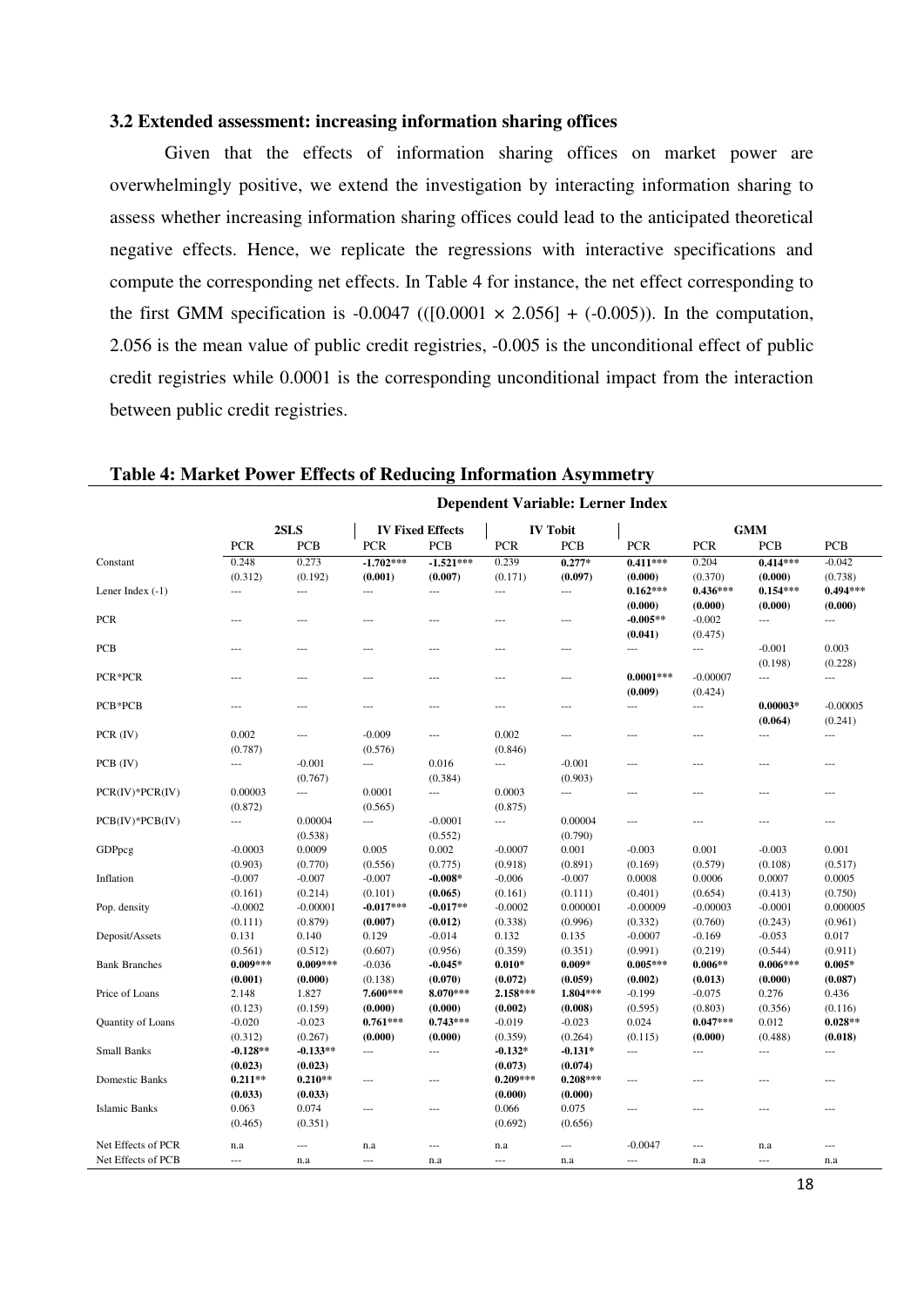### 3.2 Extended assessment: increasing information sharing offices

Given that the effects of information sharing offices on market power are overwhelmingly positive, we extend the investigation by interacting information sharing to assess whether increasing information sharing offices could lead to the anticipated theoretical negative effects. Hence, we replicate the regressions with interactive specifications and compute the corresponding net effects. In Table 4 for instance, the net effect corresponding to the first GMM specification is -0.0047 (([0.0001 × 2.056] + (-0.005)). In the computation, 2.056 is the mean value of public credit registries, -0.005 is the unconditional effect of public credit registries while 0.0001 is the corresponding unconditional impact from the interaction between public credit registries.

**Table 4: Market Power Effects of Reducing Information Asymmetry**

| | Dependent Variable: Lerner Index | | | | | | | | | |
|---|---|---|---|---|---|---|---|---|---|---|
| | 2SLS | | IV Fixed Effects | | IV Tobit | | GMM | | | |
| | PCR | PCB | PCR | PCB | PCR | PCB | PCR | PCR | PCB | PCB |
| Constant | 0.248 | 0.273 | **-1.702*****| **-1.521***** | 0.239 | **0.277*** | **0.411***** | 0.204 | **0.414***** | -0.042 |
| | (0.312) | (0.192) | **(0.001)** | **(0.007)** | (0.171) | **(0.097)** | **(0.000)** | (0.370) | **(0.000)** | (0.738) |
| Lener Index (-1) | --- | --- | --- | --- | --- | --- | **0.162***** | **0.436***** | **0.154***** | **0.494***** |
| | | | | | | | **(0.000)** | **(0.000)** | **(0.000)** | **(0.000)** |
| PCR | --- | --- | --- | --- | --- | --- | **-0.005**** | -0.002 | --- | --- |
| | | | | | | | **(0.041)** | (0.475) | | |
| PCB | --- | --- | --- | --- | --- | --- | --- | --- | -0.001 | 0.003 |
| | | | | | | | | | (0.198) | (0.228) |
| PCR*PCR | --- | --- | --- | --- | --- | --- | **0.0001***** | -0.00007 | --- | --- |
| | | | | | | | **(0.009)** | (0.424) | | |
| PCB*PCB | --- | --- | --- | --- | --- | --- | --- | --- | **0.00003*** | -0.00005 |
| | | | | | | | | | **(0.064)** | (0.241) |
| PCR (IV) | 0.002 | --- | -0.009 | --- | 0.002 | --- | --- | --- | --- | --- |
| | (0.787) | | (0.576) | | (0.846) | | | | | |
| PCB (IV) | --- | -0.001 | --- | 0.016 | --- | -0.001 | --- | --- | --- | --- |
| | | (0.767) | | (0.384) | | (0.903) | | | | |
| PCR(IV)*PCR(IV) | 0.00003 | --- | 0.0001 | --- | 0.0003 | --- | --- | --- | --- | --- |
| | (0.872) | | (0.565) | | (0.875) | | | | | |
| PCB(IV)*PCB(IV) | --- | 0.00004 | --- | -0.0001 | --- | 0.00004 | --- | --- | --- | --- |
| | | (0.538) | | (0.552) | | (0.790) | | | | |
| GDPpcg | -0.0003 | 0.0009 | 0.005 | 0.002 | -0.0007 | 0.001 | -0.003 | 0.001 | -0.003 | 0.001 |
| | (0.903) | (0.770) | (0.556) | (0.775) | (0.918) | (0.891) | (0.169) | (0.579) | (0.108) | (0.517) |
| Inflation | -0.007 | -0.007 | -0.007 | **-0.008*** | -0.006 | -0.007 | 0.0008 | 0.0006 | 0.0007 | 0.0005 |
| | (0.161) | (0.214) | (0.101) | **(0.065)** | (0.161) | (0.111) | (0.401) | (0.654) | (0.413) | (0.750) |
| Pop. density | -0.0002 | -0.00001 | **-0.017***** | **-0.017**** | -0.0002 | 0.000001 | -0.00009 | -0.00003 | -0.0001 | 0.000005 |
| | (0.111) | (0.879) | **(0.007)** | **(0.012)** | (0.338) | (0.996) | (0.332) | (0.760) | (0.243) | (0.961) |
| Deposit/Assets | 0.131 | 0.140 | 0.129 | -0.014 | 0.132 | 0.135 | -0.0007 | -0.169 | -0.053 | 0.017 |
| | (0.561) | (0.512) | (0.607) | (0.956) | (0.359) | (0.351) | (0.991) | (0.219) | (0.544) | (0.911) |
| Bank Branches | **0.009***** | **0.009***** | -0.036 | **-0.045*** | **0.010*** | **0.009*** | **0.005***** | **0.006**** | **0.006***** | **0.005*** |
| | **(0.001)** | **(0.000)** | (0.138) | **(0.070)** | **(0.072)** | **(0.059)** | **(0.002)** | **(0.013)** | **(0.000)** | **(0.087)** |
| Price of Loans | 2.148 | 1.827 | **7.600***** | **8.070***** | **2.158***** | **1.804***** | -0.199 | -0.075 | 0.276 | 0.436 |
| | (0.123) | (0.159) | **(0.000)** | **(0.000)** | **(0.002)** | **(0.008)** | (0.595) | (0.803) | (0.356) | (0.116) |
| Quantity of Loans | -0.020 | -0.023 | **0.761***** | **0.743***** | -0.019 | -0.023 | 0.024 | **0.047***** | 0.012 | **0.028**** |
| | (0.312) | (0.267) | **(0.000)** | **(0.000)** | (0.359) | (0.264) | (0.115) | **(0.000)** | (0.488) | **(0.018)** |
| Small Banks | **-0.128**** | **-0.133**** | --- | --- | **-0.132*** | **-0.131*** | --- | --- | --- | --- |
| | **(0.023)** | **(0.023)** | | | **(0.073)** | **(0.074)** | | | | |
| Domestic Banks | **0.211**** | **0.210**** | --- | --- | **0.209***** | **0.208***** | --- | --- | --- | --- |
| | **(0.033)** | **(0.033)** | | | **(0.000)** | **(0.000)** | | | | |
| Islamic Banks | 0.063 | 0.074 | --- | --- | 0.066 | 0.075 | --- | --- | --- | --- |
| | (0.465) | (0.351) | | | (0.692) | (0.656) | | | | |
| Net Effects of PCR | n.a | --- | n.a | --- | n.a | --- | -0.0047 | --- | n.a | --- |
| Net Effects of PCB | --- | n.a | --- | n.a | --- | n.a | --- | n.a | --- | n.a |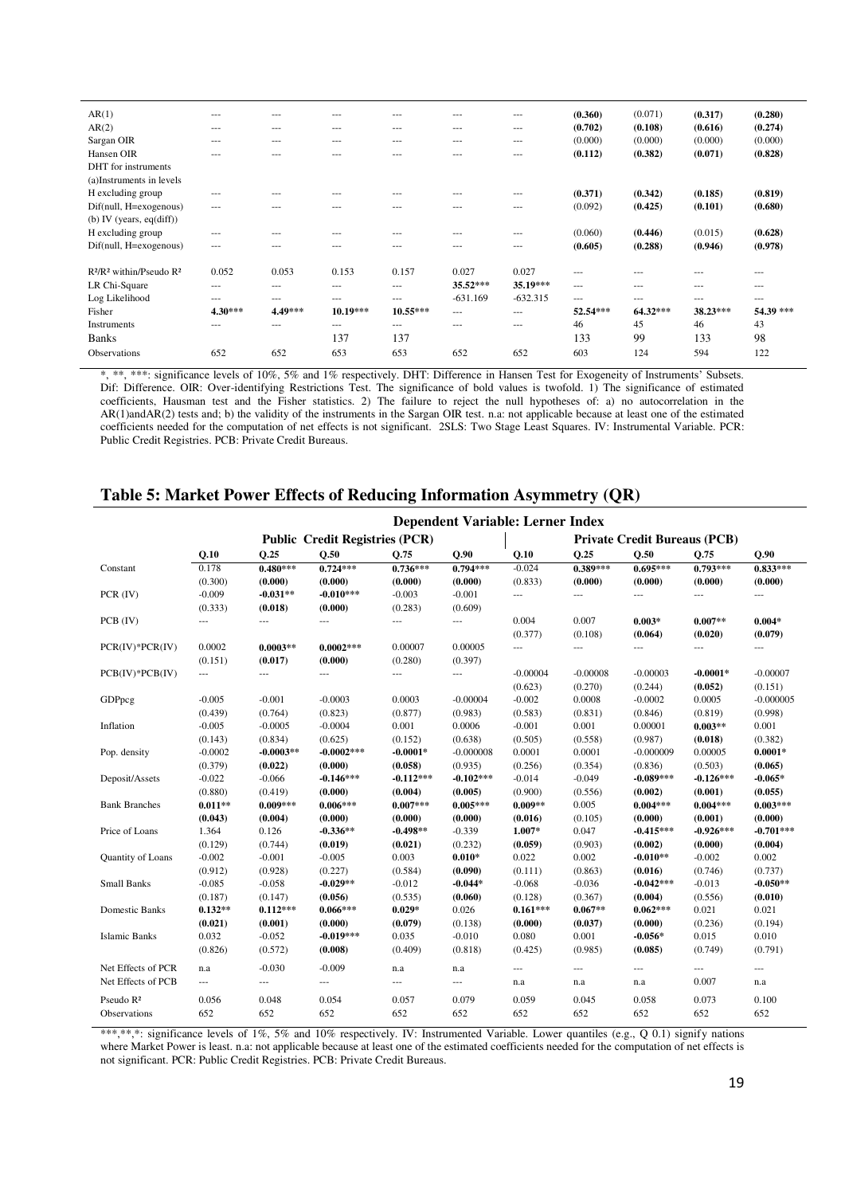| | | | | | | | | | | |
|---|---|---|---|---|---|---|---|---|---|---|
| AR(1) | --- | --- | --- | --- | --- | --- | **(0.360)** | (0.071) | **(0.317)** | **(0.280)** |
| AR(2) | --- | --- | --- | --- | --- | --- | **(0.702)** | **(0.108)** | **(0.616)** | **(0.274)** |
| Sargan OIR | --- | --- | --- | --- | --- | --- | (0.000) | (0.000) | (0.000) | (0.000) |
| Hansen OIR | --- | --- | --- | --- | --- | --- | **(0.112)** | **(0.382)** | **(0.071)** | **(0.828)** |
| DHT for instruments | | | | | | | | | | |
| (a)Instruments in levels | | | | | | | | | | |
| H excluding group | --- | --- | --- | --- | --- | --- | **(0.371)** | **(0.342)** | **(0.185)** | **(0.819)** |
| Dif(null, H=exogenous) | --- | --- | --- | --- | --- | --- | (0.092) | **(0.425)** | **(0.101)** | **(0.680)** |
| (b) IV (years, eq(diff)) | | | | | | | | | | |
| H excluding group | --- | --- | --- | --- | --- | --- | (0.060) | **(0.446)** | (0.015) | **(0.628)** |
| Dif(null, H=exogenous) | --- | --- | --- | --- | --- | --- | **(0.605)** | **(0.288)** | **(0.946)** | **(0.978)** |
| $R^2$/$R^2$ within/Pseudo $R^2$ | 0.052 | 0.053 | 0.153 | 0.157 | 0.027 | 0.027 | --- | --- | --- | --- |
| LR Chi-Square | --- | --- | --- | --- | **35.52\*\*\*** | **35.19\*\*\*** | --- | --- | --- | --- |
| Log Likelihood | --- | --- | --- | --- | -631.169 | -632.315 | --- | --- | --- | --- |
| Fisher | **4.30\*\*\*** | **4.49\*\*\*** | **10.19\*\*\*** | **10.55\*\*\*** | --- | --- | **52.54\*\*\*** | **64.32\*\*\*** | **38.23\*\*\*** | **54.39 \*\*\*** |
| Instruments | --- | --- | --- | --- | --- | --- | 46 | 45 | 46 | 43 |
| Banks | | | 137 | 137 | | | 133 | 99 | 133 | 98 |
| Observations | 652 | 652 | 653 | 653 | 652 | 652 | 603 | 124 | 594 | 122 |

*, \*\*, \*\*\*: significance levels of 10%, 5% and 1% respectively. DHT: Difference in Hansen Test for Exogeneity of Instruments' Subsets. Dif: Difference. OIR: Over-identifying Restrictions Test. The significance of bold values is twofold. 1) The significance of estimated coefficients, Hausman test and the Fisher statistics. 2) The failure to reject the null hypotheses of: a) no autocorrelation in the AR(1)andAR(2) tests and; b) the validity of the instruments in the Sargan OIR test. n.a: not applicable because at least one of the estimated coefficients needed for the computation of net effects is not significant. 2SLS: Two Stage Least Squares. IV: Instrumental Variable. PCR: Public Credit Registries. PCB: Private Credit Bureaus.

## Table 5: Market Power Effects of Reducing Information Asymmetry (QR)

| | Dependent Variable: Lerner Index | | | | | | | | | |
|---|---|---|---|---|---|---|---|---|---|---|
| | Public Credit Registries (PCR) | | | | | Private Credit Bureaus (PCB) | | | | |
| | Q.10 | Q.25 | Q.50 | Q.75 | Q.90 | Q.10 | Q.25 | Q.50 | Q.75 | Q.90 |
| Constant | 0.178 | **0.480\*\*\*** | **0.724\*\*\*** | **0.736\*\*\*** | **0.794\*\*\*** | -0.024 | **0.389\*\*\*** | **0.695\*\*\*** | **0.793\*\*\*** | **0.833\*\*\*** |
| | (0.300) | **(0.000)** | **(0.000)** | **(0.000)** | **(0.000)** | (0.833) | **(0.000)** | **(0.000)** | **(0.000)** | **(0.000)** |
| PCR (IV) | -0.009 | **-0.031\*\*** | **-0.010\*\*\*** | -0.003 | -0.001 | --- | --- | --- | --- | --- |
| | (0.333) | **(0.018)** | **(0.000)** | (0.283) | (0.609) | | | | | |
| PCB (IV) | --- | --- | --- | --- | --- | 0.004 | 0.007 | **0.003\*** | **0.007\*\*** | **0.004\*** |
| | | | | | | (0.377) | (0.108) | **(0.064)** | **(0.020)** | **(0.079)** |
| PCR(IV)\*PCR(IV) | 0.0002 | **0.0003\*\*** | **0.0002\*\*\*** | 0.00007 | 0.00005 | --- | --- | --- | --- | --- |
| | (0.151) | **(0.017)** | **(0.000)** | (0.280) | (0.397) | | | | | |
| PCB(IV)\*PCB(IV) | --- | --- | --- | --- | --- | -0.00004 | -0.00008 | -0.00003 | **-0.0001\*** | -0.00007 |
| | | | | | | (0.623) | (0.270) | (0.244) | **(0.052)** | (0.151) |
| GDPpcg | -0.005 | -0.001 | -0.0003 | 0.0003 | -0.00004 | -0.002 | 0.0008 | -0.0002 | 0.0005 | -0.000005 |
| | (0.439) | (0.764) | (0.823) | (0.877) | (0.983) | (0.583) | (0.831) | (0.846) | (0.819) | (0.998) |
| Inflation | -0.005 | -0.0005 | -0.0004 | 0.001 | 0.0006 | -0.001 | 0.001 | 0.00001 | **0.003\*\*** | 0.001 |
| | (0.143) | (0.834) | (0.625) | (0.152) | (0.638) | (0.505) | (0.558) | (0.987) | **(0.018)** | (0.382) |
| Pop. density | -0.0002 | **-0.0003\*\*** | **-0.0002\*\*\*** | **-0.0001\*** | -0.000008 | 0.0001 | 0.0001 | -0.000009 | 0.00005 | **0.0001\*** |
| | (0.379) | **(0.022)** | **(0.000)** | **(0.058)** | (0.935) | (0.256) | (0.354) | (0.836) | (0.503) | **(0.065)** |
| Deposit/Assets | -0.022 | -0.066 | **-0.146\*\*\*** | **-0.112\*\*\*** | **-0.102\*\*\*** | -0.014 | -0.049 | **-0.089\*\*\*** | **-0.126\*\*\*** | **-0.065\*** |
| | (0.880) | (0.419) | **(0.000)** | **(0.004)** | **(0.005)** | (0.900) | (0.556) | **(0.002)** | **(0.001)** | **(0.055)** |
| Bank Branches | **0.011\*\*** | **0.009\*\*\*** | **0.006\*\*\*** | **0.007\*\*\*** | **0.005\*\*\*** | **0.009\*\*** | 0.005 | **0.004\*\*\*** | **0.004\*\*\*** | **0.003\*\*\*** |
| | **(0.043)** | **(0.004)** | **(0.000)** | **(0.000)** | **(0.000)** | **(0.016)** | (0.105) | **(0.000)** | **(0.001)** | **(0.000)** |
| Price of Loans | 1.364 | 0.126 | **-0.336\*\*** | **-0.498\*\*** | -0.339 | **1.007\*** | 0.047 | **-0.415\*\*\*** | **-0.926\*\*\*** | **-0.701\*\*\*** |
| | (0.129) | (0.744) | **(0.019)** | **(0.021)** | (0.232) | **(0.059)** | (0.903) | **(0.002)** | **(0.000)** | **(0.004)** |
| Quantity of Loans | -0.002 | -0.001 | -0.005 | 0.003 | **0.010\*** | 0.022 | 0.002 | **-0.010\*\*** | -0.002 | 0.002 |
| | (0.912) | (0.928) | (0.227) | (0.584) | **(0.090)** | (0.111) | (0.863) | **(0.016)** | (0.746) | (0.737) |
| Small Banks | -0.085 | -0.058 | **-0.029\*\*** | -0.012 | **-0.044\*** | -0.068 | -0.036 | **-0.042\*\*\*** | -0.013 | **-0.050\*\*** |
| | (0.187) | (0.147) | **(0.056)** | (0.535) | **(0.060)** | (0.128) | (0.367) | **(0.004)** | (0.556) | **(0.010)** |
| Domestic Banks | **0.132\*\*** | **0.112\*\*\*** | **0.066\*\*\*** | **0.029\*** | 0.026 | **0.161\*\*\*** | **0.067\*\*** | **0.062\*\*\*** | 0.021 | 0.021 |
| | **(0.021)** | **(0.001)** | **(0.000)** | **(0.079)** | (0.138) | **(0.000)** | **(0.037)** | **(0.000)** | (0.236) | (0.194) |
| Islamic Banks | 0.032 | -0.052 | **-0.019\*\*\*** | 0.035 | -0.010 | 0.080 | 0.001 | **-0.056\*** | 0.015 | 0.010 |
| | (0.826) | (0.572) | **(0.008)** | (0.409) | (0.818) | (0.425) | (0.985) | **(0.085)** | (0.749) | (0.791) |
| Net Effects of PCR | n.a | -0.030 | -0.009 | n.a | n.a | --- | --- | --- | --- | --- |
| Net Effects of PCB | --- | --- | --- | --- | --- | n.a | n.a | n.a | 0.007 | n.a |
| Pseudo $R^2$ | 0.056 | 0.048 | 0.054 | 0.057 | 0.079 | 0.059 | 0.045 | 0.058 | 0.073 | 0.100 |
| Observations | 652 | 652 | 652 | 652 | 652 | 652 | 652 | 652 | 652 | 652 |

\*\*\*,\*\*,\*: significance levels of 1%, 5% and 10% respectively. IV: Instrumented Variable. Lower quantiles (e.g., Q 0.1) signify nations where Market Power is least. n.a: not applicable because at least one of the estimated coefficients needed for the computation of net effects is not significant. PCR: Public Credit Registries. PCB: Private Credit Bureaus.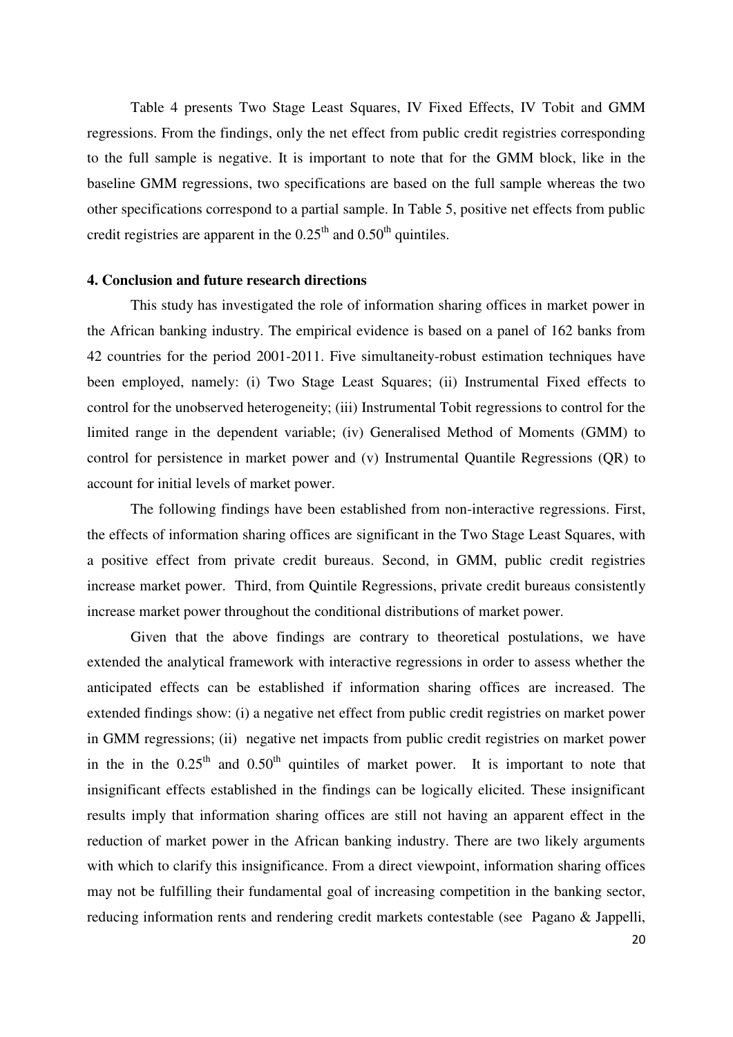Table 4 presents Two Stage Least Squares, IV Fixed Effects, IV Tobit and GMM regressions. From the findings, only the net effect from public credit registries corresponding to the full sample is negative. It is important to note that for the GMM block, like in the baseline GMM regressions, two specifications are based on the full sample whereas the two other specifications correspond to a partial sample. In Table 5, positive net effects from public credit registries are apparent in the $0.25^{th}$ and $0.50^{th}$ quintiles.

### 4. Conclusion and future research directions

This study has investigated the role of information sharing offices in market power in the African banking industry. The empirical evidence is based on a panel of 162 banks from 42 countries for the period 2001-2011. Five simultaneity-robust estimation techniques have been employed, namely: (i) Two Stage Least Squares; (ii) Instrumental Fixed effects to control for the unobserved heterogeneity; (iii) Instrumental Tobit regressions to control for the limited range in the dependent variable; (iv) Generalised Method of Moments (GMM) to control for persistence in market power and (v) Instrumental Quantile Regressions (QR) to account for initial levels of market power.

The following findings have been established from non-interactive regressions. First, the effects of information sharing offices are significant in the Two Stage Least Squares, with a positive effect from private credit bureaus. Second, in GMM, public credit registries increase market power. Third, from Quintile Regressions, private credit bureaus consistently increase market power throughout the conditional distributions of market power.

Given that the above findings are contrary to theoretical postulations, we have extended the analytical framework with interactive regressions in order to assess whether the anticipated effects can be established if information sharing offices are increased. The extended findings show: (i) a negative net effect from public credit registries on market power in GMM regressions; (ii) negative net impacts from public credit registries on market power in the in the $0.25^{th}$ and $0.50^{th}$ quintiles of market power. It is important to note that insignificant effects established in the findings can be logically elicited. These insignificant results imply that information sharing offices are still not having an apparent effect in the reduction of market power in the African banking industry. There are two likely arguments with which to clarify this insignificance. From a direct viewpoint, information sharing offices may not be fulfilling their fundamental goal of increasing competition in the banking sector, reducing information rents and rendering credit markets contestable (see Pagano & Jappelli,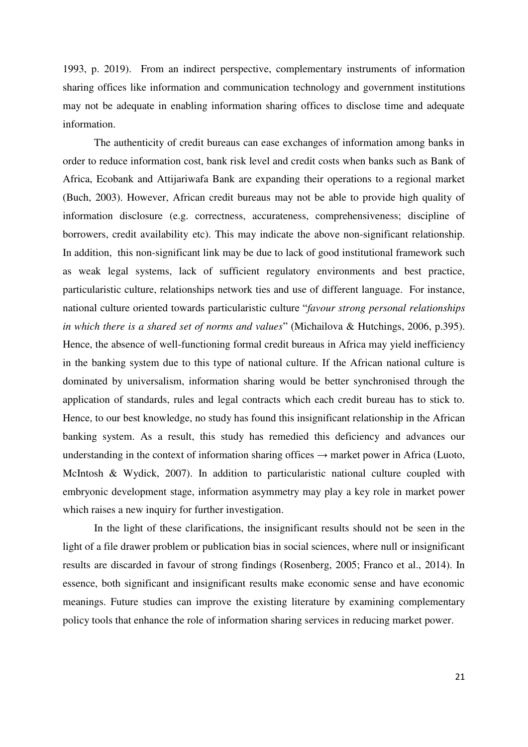1993, p. 2019). From an indirect perspective, complementary instruments of information sharing offices like information and communication technology and government institutions may not be adequate in enabling information sharing offices to disclose time and adequate information.

The authenticity of credit bureaus can ease exchanges of information among banks in order to reduce information cost, bank risk level and credit costs when banks such as Bank of Africa, Ecobank and Attijariwafa Bank are expanding their operations to a regional market (Buch, 2003). However, African credit bureaus may not be able to provide high quality of information disclosure (e.g. correctness, accurateness, comprehensiveness; discipline of borrowers, credit availability etc). This may indicate the above non-significant relationship. In addition, this non-significant link may be due to lack of good institutional framework such as weak legal systems, lack of sufficient regulatory environments and best practice, particularistic culture, relationships network ties and use of different language. For instance, national culture oriented towards particularistic culture "*favour strong personal relationships in which there is a shared set of norms and values*" (Michailova & Hutchings, 2006, p.395). Hence, the absence of well-functioning formal credit bureaus in Africa may yield inefficiency in the banking system due to this type of national culture. If the African national culture is dominated by universalism, information sharing would be better synchronised through the application of standards, rules and legal contracts which each credit bureau has to stick to. Hence, to our best knowledge, no study has found this insignificant relationship in the African banking system. As a result, this study has remedied this deficiency and advances our understanding in the context of information sharing offices → market power in Africa (Luoto, McIntosh & Wydick, 2007). In addition to particularistic national culture coupled with embryonic development stage, information asymmetry may play a key role in market power which raises a new inquiry for further investigation.

In the light of these clarifications, the insignificant results should not be seen in the light of a file drawer problem or publication bias in social sciences, where null or insignificant results are discarded in favour of strong findings (Rosenberg, 2005; Franco et al., 2014). In essence, both significant and insignificant results make economic sense and have economic meanings. Future studies can improve the existing literature by examining complementary policy tools that enhance the role of information sharing services in reducing market power.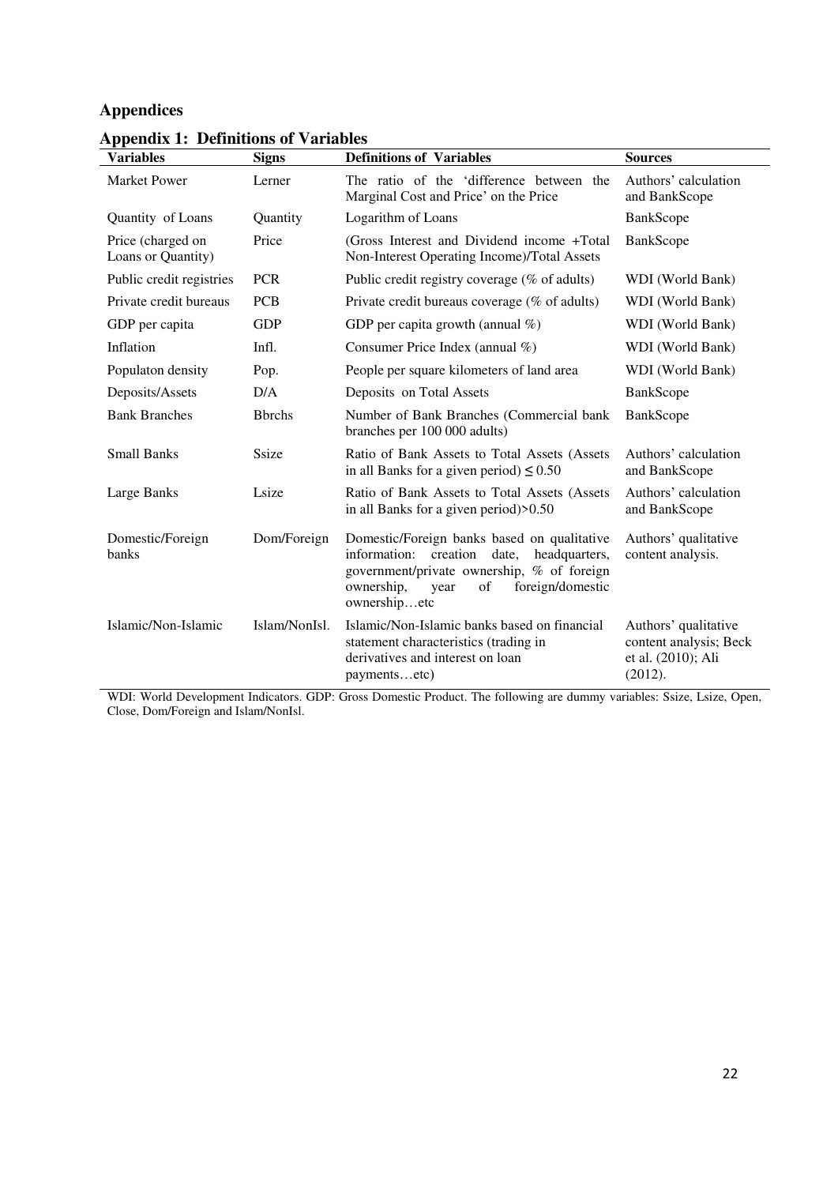## Appendices

### Appendix 1: Definitions of Variables

| Variables | Signs | Definitions of Variables | Sources |
|---|---|---|---|
| Market Power | Lerner | The ratio of the 'difference between the Marginal Cost and Price' on the Price | Authors' calculation and BankScope |
| Quantity of Loans | Quantity | Logarithm of Loans | BankScope |
| Price (charged on Loans or Quantity) | Price | (Gross Interest and Dividend income +Total Non-Interest Operating Income)/Total Assets | BankScope |
| Public credit registries | PCR | Public credit registry coverage (% of adults) | WDI (World Bank) |
| Private credit bureaus | PCB | Private credit bureaus coverage (% of adults) | WDI (World Bank) |
| GDP per capita | GDP | GDP per capita growth (annual %) | WDI (World Bank) |
| Inflation | Infl. | Consumer Price Index (annual %) | WDI (World Bank) |
| Populaton density | Pop. | People per square kilometers of land area | WDI (World Bank) |
| Deposits/Assets | D/A | Deposits on Total Assets | BankScope |
| Bank Branches | Bbrchs | Number of Bank Branches (Commercial bank branches per 100 000 adults) | BankScope |
| Small Banks | Ssize | Ratio of Bank Assets to Total Assets (Assets in all Banks for a given period) ≤ 0.50 | Authors' calculation and BankScope |
| Large Banks | Lsize | Ratio of Bank Assets to Total Assets (Assets in all Banks for a given period)>0.50 | Authors' calculation and BankScope |
| Domestic/Foreign banks | Dom/Foreign | Domestic/Foreign banks based on qualitative information: creation date, headquarters, government/private ownership, % of foreign ownership, year of foreign/domestic ownership…etc | Authors' qualitative content analysis. |
| Islamic/Non-Islamic | Islam/NonIsl. | Islamic/Non-Islamic banks based on financial statement characteristics (trading in derivatives and interest on loan payments…etc) | Authors' qualitative content analysis; Beck et al. (2010); Ali (2012). |

WDI: World Development Indicators. GDP: Gross Domestic Product. The following are dummy variables: Ssize, Lsize, Open, Close, Dom/Foreign and Islam/NonIsl.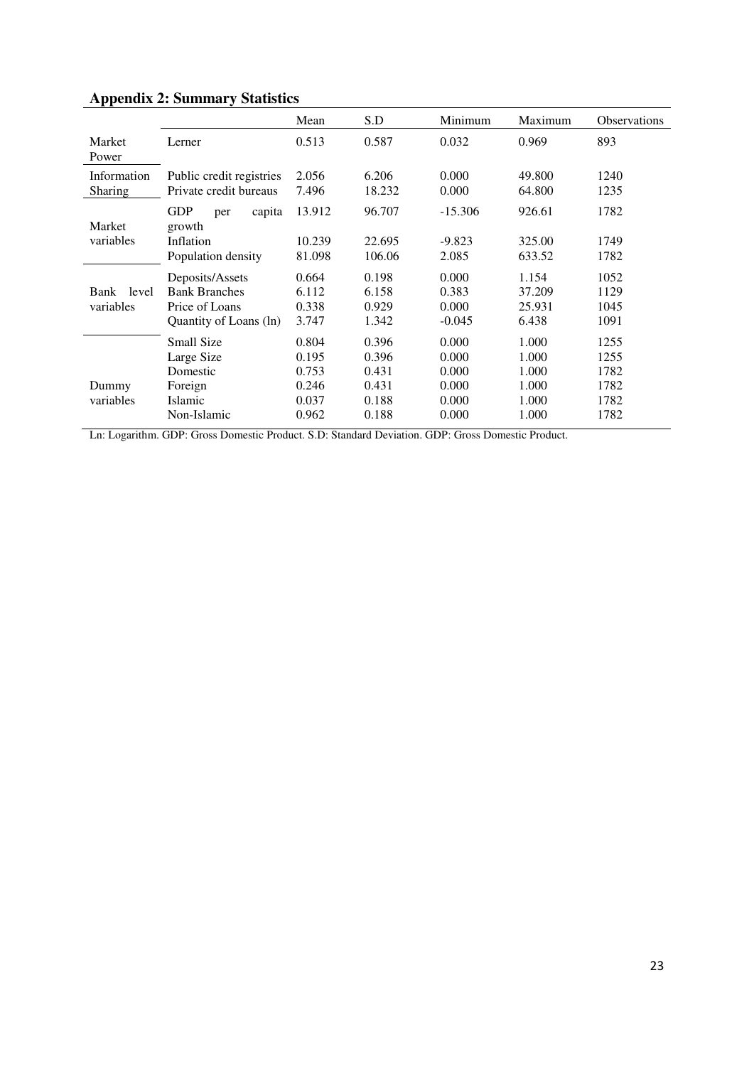### Appendix 2: Summary Statistics

| | | Mean | S.D | Minimum | Maximum | Observations |
|---|---|---|---|---|---|---|
| Market Power | Lerner | 0.513 | 0.587 | 0.032 | 0.969 | 893 |
| Information Sharing | Public credit registries | 2.056 | 6.206 | 0.000 | 49.800 | 1240 |
| | Private credit bureaus | 7.496 | 18.232 | 0.000 | 64.800 | 1235 |
| Market variables | GDP per capita growth | 13.912 | 96.707 | -15.306 | 926.61 | 1782 |
| | Inflation | 10.239 | 22.695 | -9.823 | 325.00 | 1749 |
| | Population density | 81.098 | 106.06 | 2.085 | 633.52 | 1782 |
| Bank level variables | Deposits/Assets | 0.664 | 0.198 | 0.000 | 1.154 | 1052 |
| | Bank Branches | 6.112 | 6.158 | 0.383 | 37.209 | 1129 |
| | Price of Loans | 0.338 | 0.929 | 0.000 | 25.931 | 1045 |
| | Quantity of Loans (ln) | 3.747 | 1.342 | -0.045 | 6.438 | 1091 |
| Dummy variables | Small Size | 0.804 | 0.396 | 0.000 | 1.000 | 1255 |
| | Large Size | 0.195 | 0.396 | 0.000 | 1.000 | 1255 |
| | Domestic | 0.753 | 0.431 | 0.000 | 1.000 | 1782 |
| | Foreign | 0.246 | 0.431 | 0.000 | 1.000 | 1782 |
| | Islamic | 0.037 | 0.188 | 0.000 | 1.000 | 1782 |
| | Non-Islamic | 0.962 | 0.188 | 0.000 | 1.000 | 1782 |

Ln: Logarithm. GDP: Gross Domestic Product. S.D: Standard Deviation. GDP: Gross Domestic Product.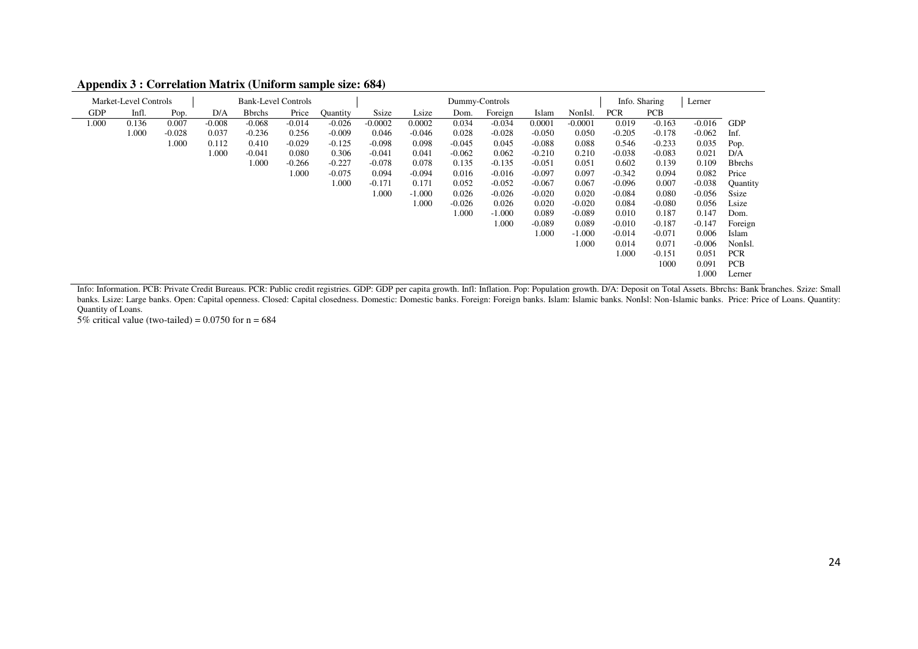**Appendix 3 : Correlation Matrix (Uniform sample size: 684)**

| Market-Level Controls | | | Bank-Level Controls | | | | Dummy-Controls | | | | | | | Info. Sharing | | Lerner | |
|---|---|---|---|---|---|---|---|---|---|---|---|---|---|---|---|---|---|
| GDP | Infl. | Pop. | D/A | Bbrchs | Price | Quantity | Ssize | Lsize | Dom. | Foreign | Islam | NonIsl. | PCR | PCB | | | |
| 1.000 | 0.136 | 0.007 | -0.008 | -0.068 | -0.014 | -0.026 | -0.0002 | 0.0002 | 0.034 | -0.034 | 0.0001 | -0.0001 | 0.019 | -0.163 | -0.016 | GDP |
| | 1.000 | -0.028 | 0.037 | -0.236 | 0.256 | -0.009 | 0.046 | -0.046 | 0.028 | -0.028 | -0.050 | 0.050 | -0.205 | -0.178 | -0.062 | Inf. |
| | | 1.000 | 0.112 | 0.410 | -0.029 | -0.125 | -0.098 | 0.098 | -0.045 | 0.045 | -0.088 | 0.088 | 0.546 | -0.233 | 0.035 | Pop. |
| | | | 1.000 | -0.041 | 0.080 | 0.306 | -0.041 | 0.041 | -0.062 | 0.062 | -0.210 | 0.210 | -0.038 | -0.083 | 0.021 | D/A |
| | | | | 1.000 | -0.266 | -0.227 | -0.078 | 0.078 | 0.135 | -0.135 | -0.051 | 0.051 | 0.602 | 0.139 | 0.109 | Bbrchs |
| | | | | | 1.000 | -0.075 | 0.094 | -0.094 | 0.016 | -0.016 | -0.097 | 0.097 | -0.342 | 0.094 | 0.082 | Price |
| | | | | | | 1.000 | -0.171 | 0.171 | 0.052 | -0.052 | -0.067 | 0.067 | -0.096 | 0.007 | -0.038 | Quantity |
| | | | | | | | 1.000 | -1.000 | 0.026 | -0.026 | -0.020 | 0.020 | -0.084 | 0.080 | -0.056 | Ssize |
| | | | | | | | | 1.000 | -0.026 | 0.026 | 0.020 | -0.020 | 0.084 | -0.080 | 0.056 | Lsize |
| | | | | | | | | | 1.000 | -1.000 | 0.089 | -0.089 | 0.010 | 0.187 | 0.147 | Dom. |
| | | | | | | | | | | 1.000 | -0.089 | 0.089 | -0.010 | -0.187 | -0.147 | Foreign |
| | | | | | | | | | | | 1.000 | -1.000 | -0.014 | -0.071 | 0.006 | Islam |
| | | | | | | | | | | | | 1.000 | 0.014 | 0.071 | -0.006 | NonIsl. |
| | | | | | | | | | | | | | 1.000 | -0.151 | 0.051 | PCR |
| | | | | | | | | | | | | | | 1000 | 0.091 | PCB |
| | | | | | | | | | | | | | | | 1.000 | Lerner |

Info: Information. PCB: Private Credit Bureaus. PCR: Public credit registries. GDP: GDP per capita growth. Infl: Inflation. Pop: Population growth. D/A: Deposit on Total Assets. Bbrchs: Bank branches. Szize: Small banks. Lsize: Large banks. Open: Capital openness. Closed: Capital closedness. Domestic: Domestic banks. Foreign: Foreign banks. Islam: Islamic banks. NonIsl: Non-Islamic banks. Price: Price of Loans. Quantity: Quantity of Loans.

5% critical value (two-tailed) = 0.0750 for n = 684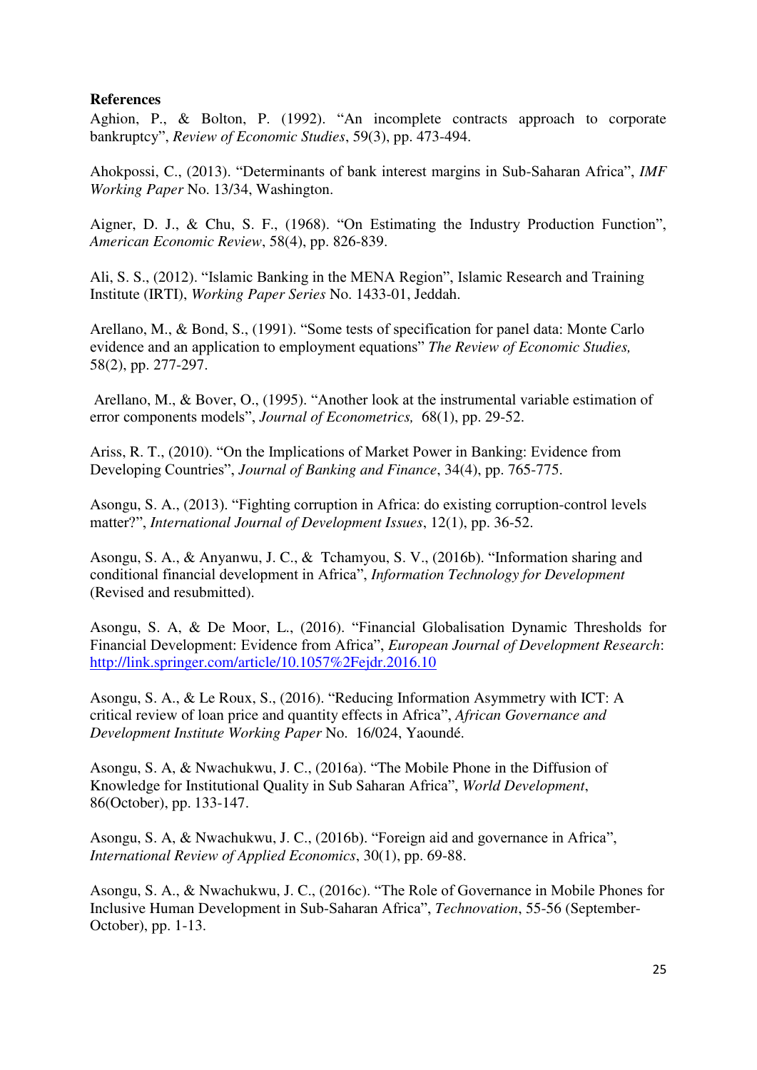**References**

Aghion, P., & Bolton, P. (1992). "An incomplete contracts approach to corporate bankruptcy", *Review of Economic Studies*, 59(3), pp. 473-494.

Ahokpossi, C., (2013). "Determinants of bank interest margins in Sub-Saharan Africa", *IMF Working Paper* No. 13/34, Washington.

Aigner, D. J., & Chu, S. F., (1968). "On Estimating the Industry Production Function", *American Economic Review*, 58(4), pp. 826-839.

Ali, S. S., (2012). "Islamic Banking in the MENA Region", Islamic Research and Training Institute (IRTI), *Working Paper Series* No. 1433-01, Jeddah.

Arellano, M., & Bond, S., (1991). "Some tests of specification for panel data: Monte Carlo evidence and an application to employment equations" *The Review of Economic Studies,* 58(2), pp. 277-297.

Arellano, M., & Bover, O., (1995). "Another look at the instrumental variable estimation of error components models", *Journal of Econometrics,* 68(1), pp. 29-52.

Ariss, R. T., (2010). "On the Implications of Market Power in Banking: Evidence from Developing Countries", *Journal of Banking and Finance*, 34(4), pp. 765-775.

Asongu, S. A., (2013). "Fighting corruption in Africa: do existing corruption-control levels matter?", *International Journal of Development Issues*, 12(1), pp. 36-52.

Asongu, S. A., & Anyanwu, J. C., & Tchamyou, S. V., (2016b). "Information sharing and conditional financial development in Africa", *Information Technology for Development* (Revised and resubmitted).

Asongu, S. A, & De Moor, L., (2016). "Financial Globalisation Dynamic Thresholds for Financial Development: Evidence from Africa", *European Journal of Development Research*: http://link.springer.com/article/10.1057%2Fejdr.2016.10

Asongu, S. A., & Le Roux, S., (2016). "Reducing Information Asymmetry with ICT: A critical review of loan price and quantity effects in Africa", *African Governance and Development Institute Working Paper* No. 16/024, Yaoundé.

Asongu, S. A, & Nwachukwu, J. C., (2016a). "The Mobile Phone in the Diffusion of Knowledge for Institutional Quality in Sub Saharan Africa", *World Development*, 86(October), pp. 133-147.

Asongu, S. A, & Nwachukwu, J. C., (2016b). "Foreign aid and governance in Africa", *International Review of Applied Economics*, 30(1), pp. 69-88.

Asongu, S. A., & Nwachukwu, J. C., (2016c). "The Role of Governance in Mobile Phones for Inclusive Human Development in Sub-Saharan Africa", *Technovation*, 55-56 (September-October), pp. 1-13.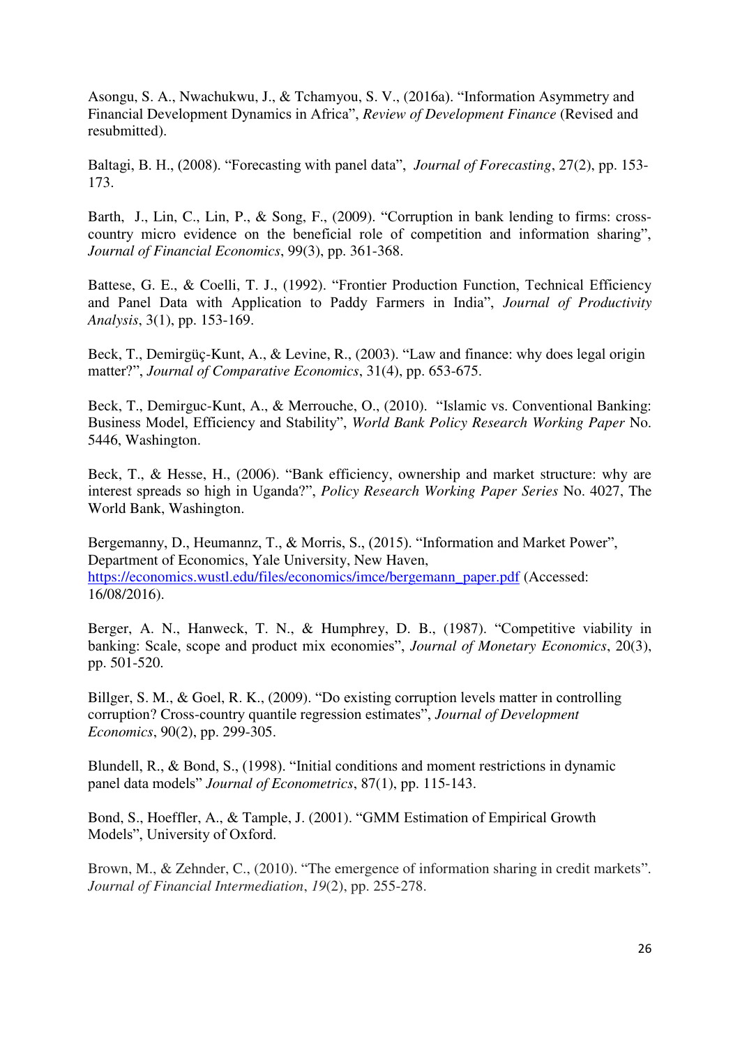Asongu, S. A., Nwachukwu, J., & Tchamyou, S. V., (2016a). "Information Asymmetry and Financial Development Dynamics in Africa", *Review of Development Finance* (Revised and resubmitted).

Baltagi, B. H., (2008). "Forecasting with panel data", *Journal of Forecasting*, 27(2), pp. 153-173.

Barth, J., Lin, C., Lin, P., & Song, F., (2009). "Corruption in bank lending to firms: cross-country micro evidence on the beneficial role of competition and information sharing", *Journal of Financial Economics*, 99(3), pp. 361-368.

Battese, G. E., & Coelli, T. J., (1992). "Frontier Production Function, Technical Efficiency and Panel Data with Application to Paddy Farmers in India", *Journal of Productivity Analysis*, 3(1), pp. 153-169.

Beck, T., Demirgüç-Kunt, A., & Levine, R., (2003). "Law and finance: why does legal origin matter?", *Journal of Comparative Economics*, 31(4), pp. 653-675.

Beck, T., Demirguc-Kunt, A., & Merrouche, O., (2010). "Islamic vs. Conventional Banking: Business Model, Efficiency and Stability", *World Bank Policy Research Working Paper* No. 5446, Washington.

Beck, T., & Hesse, H., (2006). "Bank efficiency, ownership and market structure: why are interest spreads so high in Uganda?", *Policy Research Working Paper Series* No. 4027, The World Bank, Washington.

Bergemanny, D., Heumannz, T., & Morris, S., (2015). "Information and Market Power", Department of Economics, Yale University, New Haven, https://economics.wustl.edu/files/economics/imce/bergemann_paper.pdf (Accessed: 16/08/2016).

Berger, A. N., Hanweck, T. N., & Humphrey, D. B., (1987). "Competitive viability in banking: Scale, scope and product mix economies", *Journal of Monetary Economics*, 20(3), pp. 501-520.

Billger, S. M., & Goel, R. K., (2009). "Do existing corruption levels matter in controlling corruption? Cross-country quantile regression estimates", *Journal of Development Economics*, 90(2), pp. 299-305.

Blundell, R., & Bond, S., (1998). "Initial conditions and moment restrictions in dynamic panel data models" *Journal of Econometrics*, 87(1), pp. 115-143.

Bond, S., Hoeffler, A., & Tample, J. (2001). "GMM Estimation of Empirical Growth Models", University of Oxford.

Brown, M., & Zehnder, C., (2010). "The emergence of information sharing in credit markets". *Journal of Financial Intermediation*, *19*(2), pp. 255-278.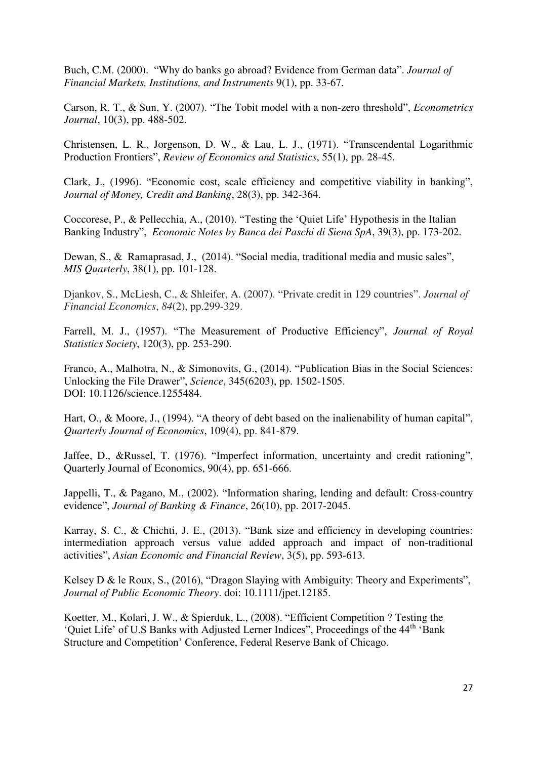Buch, C.M. (2000). "Why do banks go abroad? Evidence from German data". *Journal of Financial Markets, Institutions, and Instruments* 9(1), pp. 33-67.

Carson, R. T., & Sun, Y. (2007). "The Tobit model with a non-zero threshold", *Econometrics Journal*, 10(3), pp. 488-502.

Christensen, L. R., Jorgenson, D. W., & Lau, L. J., (1971). "Transcendental Logarithmic Production Frontiers", *Review of Economics and Statistics*, 55(1), pp. 28-45.

Clark, J., (1996). "Economic cost, scale efficiency and competitive viability in banking", *Journal of Money, Credit and Banking*, 28(3), pp. 342-364.

Coccorese, P., & Pellecchia, A., (2010). "Testing the 'Quiet Life' Hypothesis in the Italian Banking Industry", *Economic Notes by Banca dei Paschi di Siena SpA*, 39(3), pp. 173-202.

Dewan, S., & Ramaprasad, J., (2014). "Social media, traditional media and music sales", *MIS Quarterly*, 38(1), pp. 101-128.

Djankov, S., McLiesh, C., & Shleifer, A. (2007). "Private credit in 129 countries". *Journal of Financial Economics*, *84*(2), pp.299-329.

Farrell, M. J., (1957). "The Measurement of Productive Efficiency", *Journal of Royal Statistics Society*, 120(3), pp. 253-290.

Franco, A., Malhotra, N., & Simonovits, G., (2014). "Publication Bias in the Social Sciences: Unlocking the File Drawer", *Science*, 345(6203), pp. 1502-1505. DOI: 10.1126/science.1255484.

Hart, O., & Moore, J., (1994). "A theory of debt based on the inalienability of human capital", *Quarterly Journal of Economics*, 109(4), pp. 841-879.

Jaffee, D., &Russel, T. (1976). "Imperfect information, uncertainty and credit rationing", Quarterly Journal of Economics, 90(4), pp. 651-666.

Jappelli, T., & Pagano, M., (2002). "Information sharing, lending and default: Cross-country evidence", *Journal of Banking & Finance*, 26(10), pp. 2017-2045.

Karray, S. C., & Chichti, J. E., (2013). "Bank size and efficiency in developing countries: intermediation approach versus value added approach and impact of non-traditional activities", *Asian Economic and Financial Review*, 3(5), pp. 593-613.

Kelsey D & le Roux, S., (2016), "Dragon Slaying with Ambiguity: Theory and Experiments", *Journal of Public Economic Theory*. doi: 10.1111/jpet.12185.

Koetter, M., Kolari, J. W., & Spierduk, L., (2008). "Efficient Competition ? Testing the 'Quiet Life' of U.S Banks with Adjusted Lerner Indices", Proceedings of the 44th 'Bank Structure and Competition' Conference, Federal Reserve Bank of Chicago.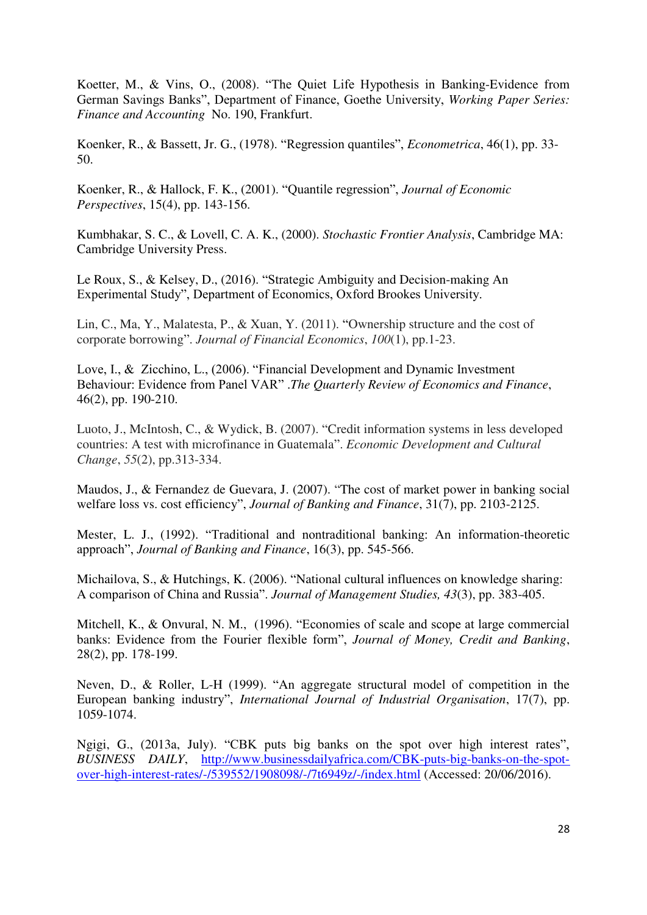Koetter, M., & Vins, O., (2008). "The Quiet Life Hypothesis in Banking-Evidence from German Savings Banks", Department of Finance, Goethe University, *Working Paper Series: Finance and Accounting* No. 190, Frankfurt.

Koenker, R., & Bassett, Jr. G., (1978). "Regression quantiles", *Econometrica*, 46(1), pp. 33-50.

Koenker, R., & Hallock, F. K., (2001). "Quantile regression", *Journal of Economic Perspectives*, 15(4), pp. 143-156.

Kumbhakar, S. C., & Lovell, C. A. K., (2000). *Stochastic Frontier Analysis*, Cambridge MA: Cambridge University Press.

Le Roux, S., & Kelsey, D., (2016). "Strategic Ambiguity and Decision-making An Experimental Study", Department of Economics, Oxford Brookes University.

Lin, C., Ma, Y., Malatesta, P., & Xuan, Y. (2011). "Ownership structure and the cost of corporate borrowing". *Journal of Financial Economics*, *100*(1), pp.1-23.

Love, I., & Zicchino, L., (2006). "Financial Development and Dynamic Investment Behaviour: Evidence from Panel VAR" .*The Quarterly Review of Economics and Finance*, 46(2), pp. 190-210.

Luoto, J., McIntosh, C., & Wydick, B. (2007). "Credit information systems in less developed countries: A test with microfinance in Guatemala". *Economic Development and Cultural Change*, *55*(2), pp.313-334.

Maudos, J., & Fernandez de Guevara, J. (2007). "The cost of market power in banking social welfare loss vs. cost efficiency", *Journal of Banking and Finance*, 31(7), pp. 2103-2125.

Mester, L. J., (1992). "Traditional and nontraditional banking: An information-theoretic approach", *Journal of Banking and Finance*, 16(3), pp. 545-566.

Michailova, S., & Hutchings, K. (2006). "National cultural influences on knowledge sharing: A comparison of China and Russia". *Journal of Management Studies, 43*(3), pp. 383-405.

Mitchell, K., & Onvural, N. M., (1996). "Economies of scale and scope at large commercial banks: Evidence from the Fourier flexible form", *Journal of Money, Credit and Banking*, 28(2), pp. 178-199.

Neven, D., & Roller, L-H (1999). "An aggregate structural model of competition in the European banking industry", *International Journal of Industrial Organisation*, 17(7), pp. 1059-1074.

Ngigi, G., (2013a, July). "CBK puts big banks on the spot over high interest rates", *BUSINESS DAILY*, http://www.businessdailyafrica.com/CBK-puts-big-banks-on-the-spot-over-high-interest-rates/-/539552/1908098/-/7t6949z/-/index.html (Accessed: 20/06/2016).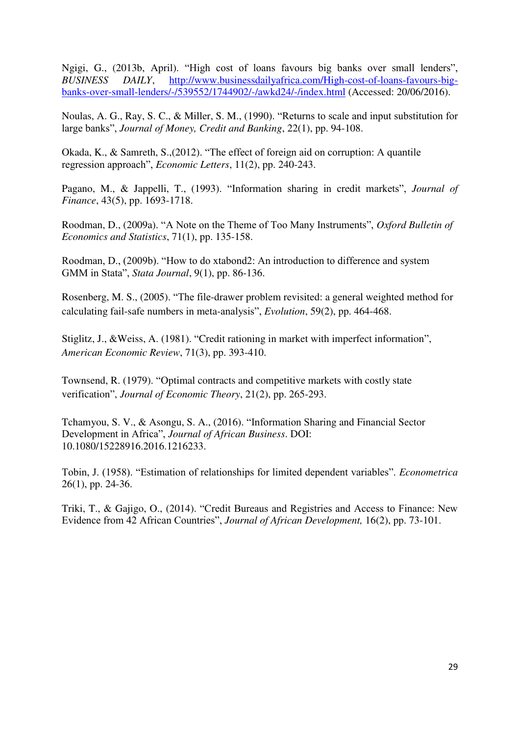Ngigi, G., (2013b, April). "High cost of loans favours big banks over small lenders", *BUSINESS DAILY*, [http://www.businessdailyafrica.com/High-cost-of-loans-favours-big-banks-over-small-lenders/-/539552/1744902/-/awkd24/-/index.html](http://www.businessdailyafrica.com/High-cost-of-loans-favours-big-banks-over-small-lenders/-/539552/1744902/-/awkd24/-/index.html) (Accessed: 20/06/2016).

Noulas, A. G., Ray, S. C., & Miller, S. M., (1990). "Returns to scale and input substitution for large banks", *Journal of Money, Credit and Banking*, 22(1), pp. 94-108.

Okada, K., & Samreth, S.,(2012). "The effect of foreign aid on corruption: A quantile regression approach", *Economic Letters*, 11(2), pp. 240-243.

Pagano, M., & Jappelli, T., (1993). "Information sharing in credit markets", *Journal of Finance*, 43(5), pp. 1693-1718.

Roodman, D., (2009a). "A Note on the Theme of Too Many Instruments", *Oxford Bulletin of Economics and Statistics*, 71(1), pp. 135-158.

Roodman, D., (2009b). "How to do xtabond2: An introduction to difference and system GMM in Stata", *Stata Journal*, 9(1), pp. 86-136.

Rosenberg, M. S., (2005). "The file-drawer problem revisited: a general weighted method for calculating fail-safe numbers in meta-analysis", *Evolution*, 59(2), pp. 464-468.

Stiglitz, J., &Weiss, A. (1981). "Credit rationing in market with imperfect information", *American Economic Review*, 71(3), pp. 393-410.

Townsend, R. (1979). "Optimal contracts and competitive markets with costly state verification", *Journal of Economic Theory*, 21(2), pp. 265-293.

Tchamyou, S. V., & Asongu, S. A., (2016). "Information Sharing and Financial Sector Development in Africa", *Journal of African Business*. DOI: 10.1080/15228916.2016.1216233.

Tobin, J. (1958). "Estimation of relationships for limited dependent variables". *Econometrica* 26(1), pp. 24-36.

Triki, T., & Gajigo, O., (2014). "Credit Bureaus and Registries and Access to Finance: New Evidence from 42 African Countries", *Journal of African Development,* 16(2), pp. 73-101.